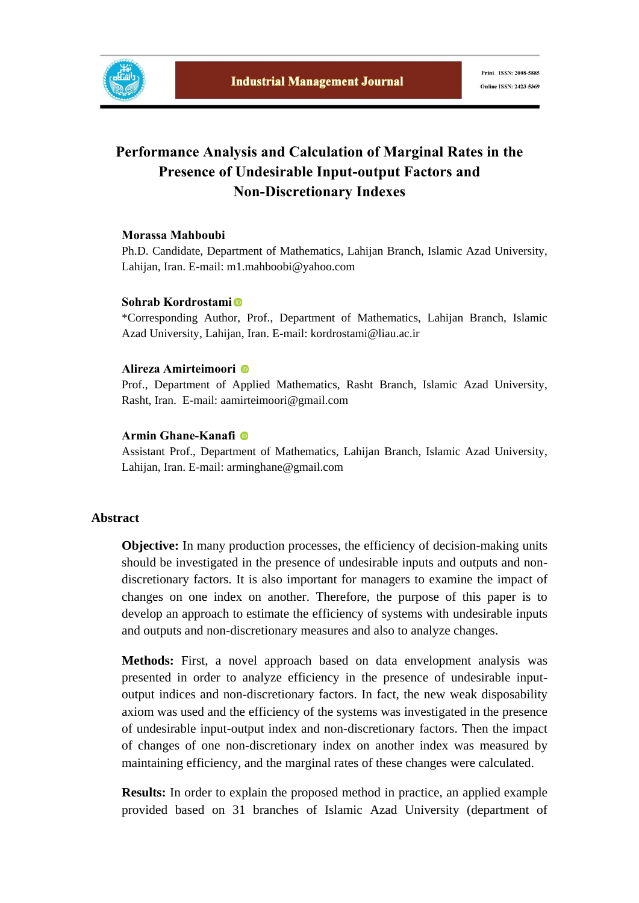# Performance Analysis and Calculation of Marginal Rates in the Presence of Undesirable Input-output Factors and Non-Discretionary Indexes

**Morassa Mahboubi**
Ph.D. Candidate, Department of Mathematics, Lahijan Branch, Islamic Azad University, Lahijan, Iran. E-mail: m1.mahboobi@yahoo.com

**Sohrab Kordrostami**
*Corresponding Author, Prof., Department of Mathematics, Lahijan Branch, Islamic Azad University, Lahijan, Iran. E-mail: kordrostami@liau.ac.ir

**Alireza Amirteimoori**
Prof., Department of Applied Mathematics, Rasht Branch, Islamic Azad University, Rasht, Iran. E-mail: aamirteimoori@gmail.com

**Armin Ghane-Kanafi**
Assistant Prof., Department of Mathematics, Lahijan Branch, Islamic Azad University, Lahijan, Iran. E-mail: arminghane@gmail.com

## Abstract

**Objective:** In many production processes, the efficiency of decision-making units should be investigated in the presence of undesirable inputs and outputs and non-discretionary factors. It is also important for managers to examine the impact of changes on one index on another. Therefore, the purpose of this paper is to develop an approach to estimate the efficiency of systems with undesirable inputs and outputs and non-discretionary measures and also to analyze changes.

**Methods:** First, a novel approach based on data envelopment analysis was presented in order to analyze efficiency in the presence of undesirable input-output indices and non-discretionary factors. In fact, the new weak disposability axiom was used and the efficiency of the systems was investigated in the presence of undesirable input-output index and non-discretionary factors. Then the impact of changes of one non-discretionary index on another index was measured by maintaining efficiency, and the marginal rates of these changes were calculated.

**Results:** In order to explain the proposed method in practice, an applied example provided based on 31 branches of Islamic Azad University (department of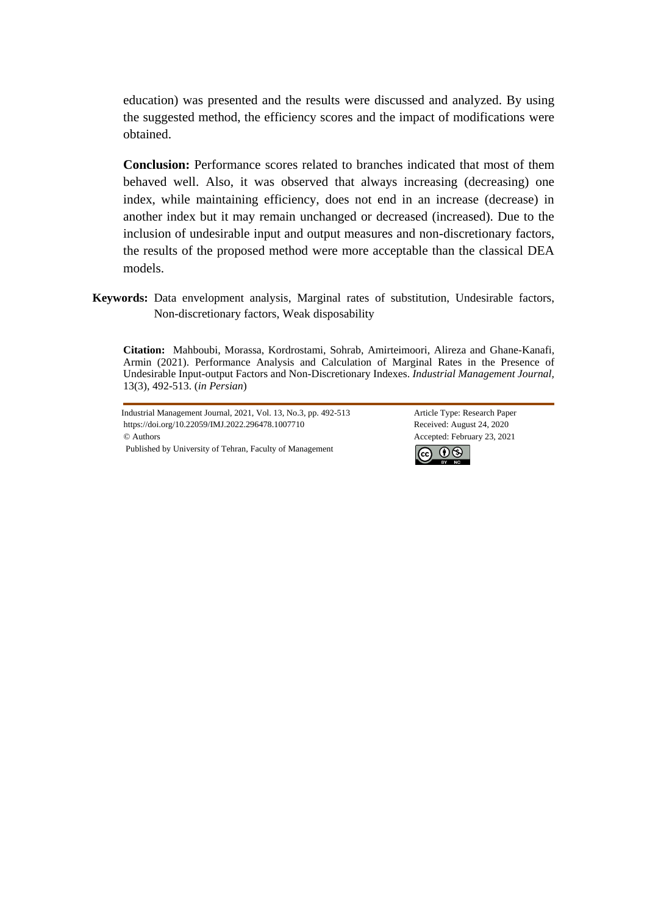education) was presented and the results were discussed and analyzed. By using the suggested method, the efficiency scores and the impact of modifications were obtained.

**Conclusion:** Performance scores related to branches indicated that most of them behaved well. Also, it was observed that always increasing (decreasing) one index, while maintaining efficiency, does not end in an increase (decrease) in another index but it may remain unchanged or decreased (increased). Due to the inclusion of undesirable input and output measures and non-discretionary factors, the results of the proposed method were more acceptable than the classical DEA models.

**Keywords:** Data envelopment analysis, Marginal rates of substitution, Undesirable factors, Non-discretionary factors, Weak disposability

**Citation:** Mahboubi, Morassa, Kordrostami, Sohrab, Amirteimoori, Alireza and Ghane-Kanafi, Armin (2021). Performance Analysis and Calculation of Marginal Rates in the Presence of Undesirable Input-output Factors and Non-Discretionary Indexes. *Industrial Management Journal*, 13(3), 492-513. (*in Persian*)

Industrial Management Journal, 2021, Vol. 13, No.3, pp. 492-513
https://doi.org/10.22059/IMJ.2022.296478.1007710
© Authors
Published by University of Tehran, Faculty of Management

Article Type: Research Paper
Received: August 24, 2020
Accepted: February 23, 2021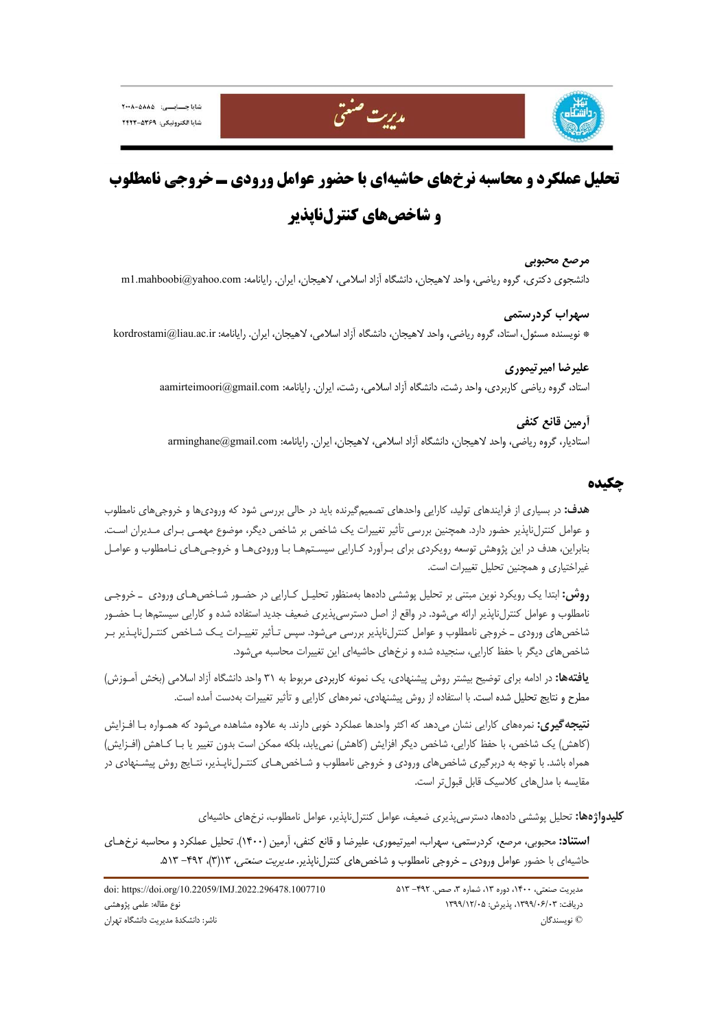# تحلیل عملکرد و محاسبه نرخ‌های حاشیه‌ای با حضور عوامل ورودی ــ خروجی نامطلوب و شاخص‌های کنترل‌ناپذیر

**مرصع محبوبی**

دانشجوی دکتری، گروه ریاضی، واحد لاهیجان، دانشگاه آزاد اسلامی، لاهیجان، ایران. رایانامه: m1.mahboobi@yahoo.com

**سهراب کردرستمی**

* نویسنده مسئول، استاد، گروه ریاضی، واحد لاهیجان، دانشگاه آزاد اسلامی، لاهیجان، ایران. رایانامه: kordrostami@liau.ac.ir

**علیرضا امیرتیموری**

استاد، گروه ریاضی کاربردی، واحد رشت، دانشگاه آزاد اسلامی، رشت، ایران. رایانامه: aamirteimoori@gmail.com

**آرمین قانع کنفی**

استادیار، گروه ریاضی، واحد لاهیجان، دانشگاه آزاد اسلامی، لاهیجان، ایران. رایانامه: arminghane@gmail.com

## چکیده

**هدف:** در بسیاری از فرایندهای تولید، کارایی واحدهای تصمیم‌گیرنده باید در حالی بررسی شود که ورودی‌ها و خروجی‌های نامطلوب و عوامل کنترل‌ناپذیر حضور دارد. همچنین بررسی تأثیر تغییرات یک شاخص بر شاخص دیگر، موضوع مهمی برای مدیران است. بنابراین، هدف در این پژوهش توسعه رویکردی برای برآورد کارایی سیستم‌ها با ورودی‌ها و خروجی‌های نامطلوب و عوامل غیراختیاری و همچنین تحلیل تغییرات است.

**روش:** ابتدا یک رویکرد نوین مبتنی بر تحلیل پوششی داده‌ها به‌منظور تحلیل کارایی در حضور شاخص‌های ورودی ـ خروجی نامطلوب و عوامل کنترل‌ناپذیر ارائه می‌شود. در واقع از اصل دسترسی‌پذیری ضعیف جدید استفاده شده و کارایی سیستم‌ها با حضور شاخص‌های ورودی ـ خروجی نامطلوب و عوامل کنترل‌ناپذیر بررسی می‌شود. سپس تأثیر تغییرات یک شاخص کنترل‌ناپذیر بر شاخص‌های دیگر با حفظ کارایی، سنجیده شده و نرخ‌های حاشیه‌ای این تغییرات محاسبه می‌شود.

**یافته‌ها:** در ادامه برای توضیح بیشتر روش پیشنهادی، یک نمونه کاربردی مربوط به ۳۱ واحد دانشگاه آزاد اسلامی (بخش آموزش) مطرح و نتایج تحلیل شده است. با استفاده از روش پیشنهادی، نمره‌های کارایی و تأثیر تغییرات به‌دست آمده است.

**نتیجه‌گیری:** نمره‌های کارایی نشان می‌دهد که اکثر واحدها عملکرد خوبی دارند. به علاوه مشاهده می‌شود که همواره با افزایش (کاهش) یک شاخص، با حفظ کارایی، شاخص دیگر افزایش (کاهش) نمی‌یابد، بلکه ممکن است بدون تغییر یا با کاهش (افزایش) همراه باشد. با توجه به دربرگیری شاخص‌های ورودی و خروجی نامطلوب و شاخص‌های کنترل‌ناپذیر، نتایج روش پیشنهادی در مقایسه با مدل‌های کلاسیک قابل قبول‌تر است.

**کلیدواژه‌ها:** تحلیل پوششی داده‌ها، دسترسی‌پذیری ضعیف، عوامل کنترل‌ناپذیر، عوامل نامطلوب، نرخ‌های حاشیه‌ای

**استناد:** محبوبی، مرصع، کردرستمی، سهراب، امیرتیموری، علیرضا و قانع کنفی، آرمین (۱۴۰۰). تحلیل عملکرد و محاسبه نرخ‌های حاشیه‌ای با حضور عوامل ورودی ـ خروجی نامطلوب و شاخص‌های کنترل‌ناپذیر. *مدیریت صنعتی*، ۱۳(۳)، ۴۹۲- ۵۱۳.

مدیریت صنعتی، ۱۴۰۰، دوره ۱۳، شماره ۳، صص. ۴۹۲- ۵۱۳
دریافت: ۱۳۹۹/۰۶/۰۳، پذیرش: ۱۳۹۹/۱۲/۰۵
© نویسندگان

doi: https://doi.org/10.22059/IMJ.2022.296478.1007710
نوع مقاله: علمی پژوهشی
ناشر: دانشکدۀ مدیریت دانشگاه تهران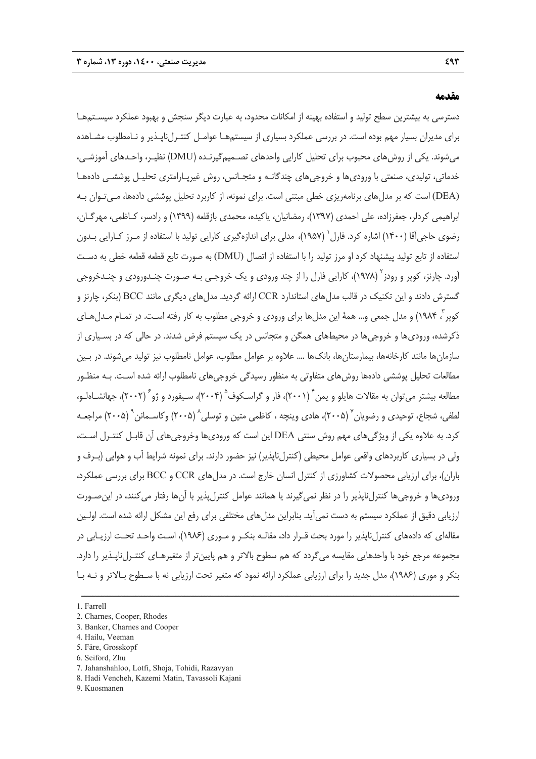## مقدمه

دسترسی به بیشترین سطح تولید و استفاده بهینه از امکانات محدود، به عبارت دیگر سنجش و بهبود عملکرد سیستم‌ها برای مدیران بسیار مهم بوده است. در بررسی عملکرد بسیاری از سیستم‌ها عوامل کنترل‌ناپذیر و نامطلوب مشاهده می‌شوند. یکی از روش‌های محبوب برای تحلیل کارایی واحدهای تصمیم‌گیرنده (DMU) نظیر، واحدهای آموزشی، خدماتی، تولیدی، صنعتی با ورودی‌ها و خروجی‌های چندگانه و متجانس، روش غیرپارامتری تحلیل پوششی داده‌ها (DEA) است که بر مدل‌های برنامه‌ریزی خطی مبتنی است. برای نمونه، از کاربرد تحلیل پوششی داده‌ها، می‌توان به ابراهیمی کردلر، جعفرزاده، علی احمدی (۱۳۹۷)، رمضانیان، یاکیده، محمدی بازقلعه (۱۳۹۹) و رادسر، کاظمی، مهرگان، رضوی حاجی‌آقا (۱۴۰۰) اشاره کرد. فارل[1] (۱۹۵۷)، مدلی برای اندازه‌گیری کارایی تولید با استفاده از مرز کارایی بدون استفاده از تابع تولید پیشنهاد کرد او مرز تولید را با استفاده از اتصال (DMU) به صورت تابع قطعه قطعه خطی به دست آورد. چارنز، کوپر و رودز[2] (۱۹۷۸)، کارایی فارل را از چند ورودی و یک خروجی به صورت چندورودی و چندخروجی گسترش دادند و این تکنیک در قالب مدل‌های استاندارد CCR ارائه گردید. مدل‌های دیگری مانند BCC (بنکر، چارنز و کوپر[3]، ۱۹۸۴) و مدل جمعی و... همهٔ این مدل‌ها برای ورودی و خروجی مطلوب به کار رفته است. در تمام مدل‌های ذکرشده، ورودی‌ها و خروجی‌ها در محیط‌های همگن و متجانس در یک سیستم فرض شدند. در حالی که در بسیاری از سازمان‌ها مانند کارخانه‌ها، بیمارستان‌ها، بانک‌ها .... علاوه بر عوامل مطلوب، عوامل نامطلوب نیز تولید می‌شوند. در بین مطالعات تحلیل پوششی داده‌ها روش‌های متفاوتی به منظور رسیدگی خروجی‌های نامطلوب ارائه شده است. به منظور مطالعه بیشتر می‌توان به مقالات هایلو و یمن[4] (۲۰۰۱)، فار و گراسکوف[5] (۲۰۰۴)، سیفورد و ژو[6] (۲۰۰۲)، جهانشاهلو، لطفی، شجاع، توحیدی و رضویان[7] (۲۰۰۵)، هادی وینچه ، کاظمی متین و توسلی[8] (۲۰۰۵) وکاسمانن[9] (۲۰۰۵) مراجعه کرد. به علاوه یکی از ویژگی‌های مهم روش سنتی DEA این است که ورودی‌ها وخروجی‌های آن قابل کنترل است، ولی در بسیاری کاربردهای واقعی عوامل محیطی (کنترل‌ناپذیر) نیز حضور دارند. برای نمونه شرایط آب و هوایی (برف و باران)، برای ارزیابی محصولات کشاورزی از کنترل انسان خارج است. در مدل‌های CCR و BCC برای بررسی عملکرد، ورودی‌ها و خروجی‌ها کنترل‌ناپذیر را در نظر نمی‌گیرند یا همانند عوامل کنترل‌پذیر با آن‌ها رفتار می‌کنند، در این‌صورت ارزیابی دقیق از عملکرد سیستم به دست نمی‌آید. بنابراین مدل‌های مختلفی برای رفع این مشکل ارائه شده است. اولین مقاله‌ای که داده‌های کنترل‌ناپذیر را مورد بحث قرار داد، مقاله بنکر و موری (۱۹۸۶)، است واحد تحت ارزیابی در مجموعه مرجع خود با واحدهایی مقایسه می‌گردد که هم سطوح بالاتر و هم پایین‌تر از متغیرهای کنترل‌ناپذیر را دارد. بنکر و موری (۱۹۸۶)، مدل جدید را برای ارزیابی عملکرد ارائه نمود که متغیر تحت ارزیابی نه با سطوح بالاتر و نه با

---

1. Farrell
2. Charnes, Cooper, Rhodes
3. Banker, Charnes and Cooper
4. Hailu, Veeman
5. Färe, Grosskopf
6. Seiford, Zhu
7. Jahanshahloo, Lotfi, Shoja, Tohidi, Razavyan
8. Hadi Vencheh, Kazemi Matin, Tavassoli Kajani
9. Kuosmanen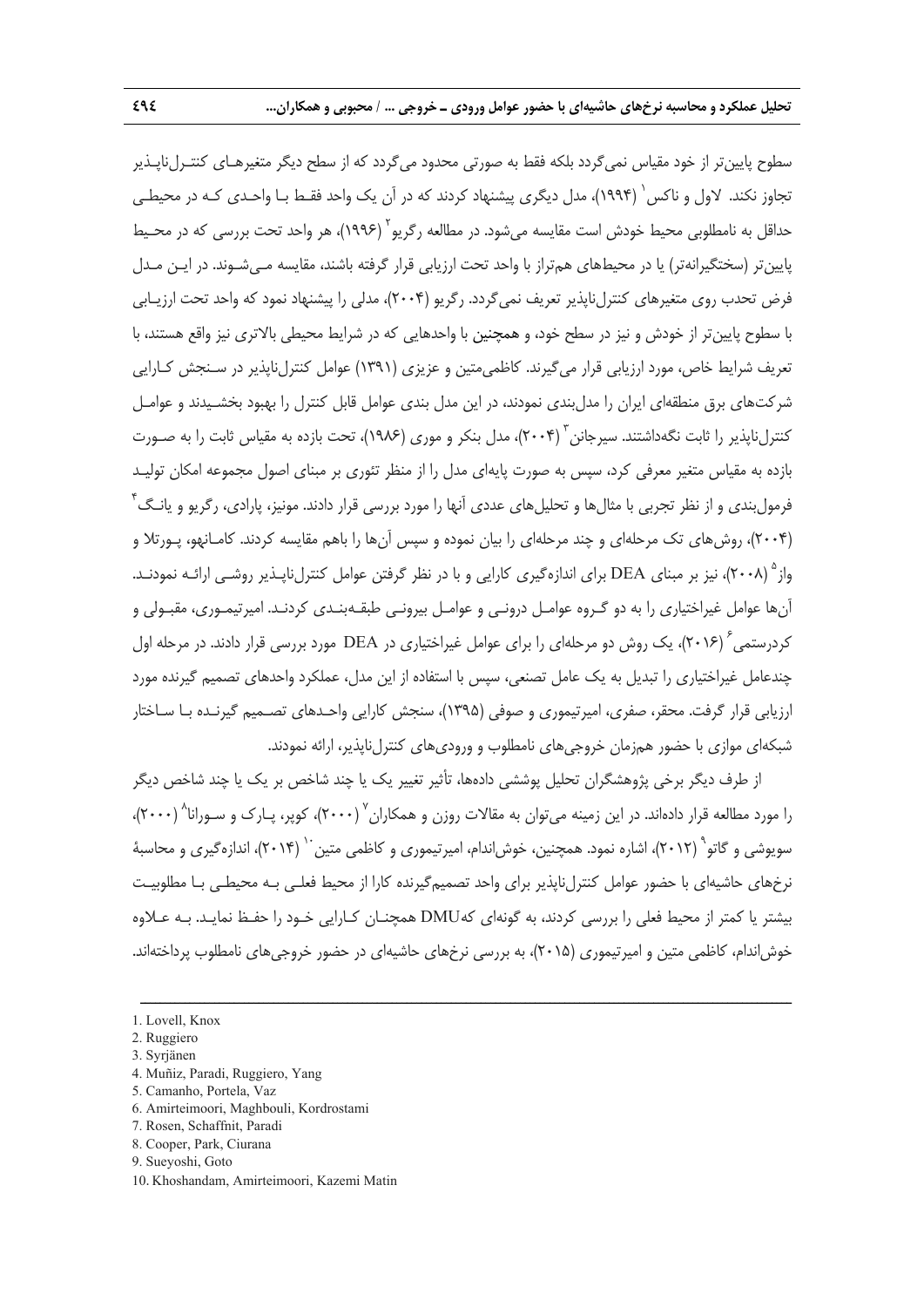سطوح پایین‌تر از خود مقیاس نمی‌گردد بلکه فقط به صورتی محدود می‌گردد که از سطح دیگر متغیرهـای کنتـرل‌ناپـذیر تجاوز نکند. لاول و ناکس[1] (۱۹۹۴)، مدل دیگری پیشنهاد کردند که در آن یک واحد فقـط بـا واحـدی کـه در محیطـی حداقل به نامطلوبی محیط خودش است مقایسه می‌شود. در مطالعه رگریو[2] (۱۹۹۶)، هر واحد تحت بررسی که در محـیط پایین‌تر (سختگیرانه‌تر) یا در محیط‌های هم‌تراز با واحد تحت ارزیابی قرار گرفته باشند، مقایسه مـی‌شـوند. در ایـن مـدل فرض تحدب روی متغیرهای کنترل‌ناپذیر تعریف نمی‌گردد. رگریو (۲۰۰۴)، مدلی را پیشنهاد نمود که واحد تحت ارزیـابی با سطوح پایین‌تر از خودش و نیز در سطح خود، و همچنین با واحدهایی که در شرایط محیطی بالاتری نیز واقع هستند، با تعریف شرایط خاص، مورد ارزیابی قرار می‌گیرند. کاظمی‌متین و عزیزی (۱۳۹۱) عوامل کنترل‌ناپذیر در سـنجش کـارایی شرکت‌های برق منطقه‌ای ایران را مدل‌بندی نمودند، در این مدل بندی عوامل قابل کنترل را بهبود بخشـیدند و عوامـل کنترل‌ناپذیر را ثابت نگه‌داشتند. سیرجانن[3] (۲۰۰۴)، مدل بنکر و موری (۱۹۸۶)، تحت بازده به مقیاس ثابت را به صـورت بازده به مقیاس متغیر معرفی کرد، سپس به صورت پایه‌ای مدل را از منظر تئوری بر مبنای اصول مجموعه امکان تولیـد فرمول‌بندی و از نظر تجربی با مثال‌ها و تحلیل‌های عددی آنها را مورد بررسی قرار دادند. مونیز، پارادی، رگریو و یانـگ[4] (۲۰۰۴)، روش‌های تک مرحله‌ای و چند مرحله‌ای را بیان نموده و سپس آن‌ها را باهم مقایسه کردند. کامـانهو، پـورتلا و واز[5] (۲۰۰۸)، نیز بر مبنای DEA برای اندازه‌گیری کارایی و با در نظر گرفتن عوامل کنترل‌ناپـذیر روشـی ارائـه نمودنـد. آن‌ها عوامل غیراختیاری را به دو گـروه عوامـل درونـی و عوامـل بیرونـی طبقـه‌بنـدی کردنـد. امیرتیمـوری، مقبـولی و کردرستمی[6] (۲۰۱۶)، یک روش دو مرحله‌ای را برای عوامل غیراختیاری در DEA مورد بررسی قرار دادند. در مرحله اول چندعامل غیراختیاری را تبدیل به یک عامل تصنعی، سپس با استفاده از این مدل، عملکرد واحدهای تصمیم گیرنده مورد ارزیابی قرار گرفت. محقر، صفری، امیرتیموری و صوفی (۱۳۹۵)، سنجش کارایی واحـدهای تصـمیم گیرنـده بـا سـاختار شبکه‌ای موازی با حضور هم‌زمان خروجی‌های نامطلوب و ورودی‌های کنترل‌ناپذیر، ارائه نمودند.

از طرف دیگر برخی پژوهشگران تحلیل پوششی داده‌ها، تأثیر تغییر یک یا چند شاخص بر یک یا چند شاخص دیگر را مورد مطالعه قرار داده‌اند. در این زمینه می‌توان به مقالات روزن و همکاران[7] (۲۰۰۰)، کوپر، پـارک و سـورانا[8] (۲۰۰۰)، سویوشی و گاتو[9] (۲۰۱۲)، اشاره نمود. همچنین، خوش‌اندام، امیرتیموری و کاظمی متین[10] (۲۰۱۴)، اندازه‌گیری و محاسبهٔ نرخ‌های حاشیه‌ای با حضور عوامل کنترل‌ناپذیر برای واحد تصمیم‌گیرنده کارا از محیط فعلـی بـه محیطـی بـا مطلوبیـت بیشتر یا کمتر از محیط فعلی را بررسی کردند، به گونه‌ای کهDMU همچنـان کـارایی خـود را حفـظ نمایـد. بـه عـلاوه خوش‌اندام، کاظمی متین و امیرتیموری (۲۰۱۵)، به بررسی نرخ‌های حاشیه‌ای در حضور خروجی‌های نامطلوب پرداخته‌اند.

---

1. Lovell, Knox
2. Ruggiero
3. Syrjänen
4. Muñiz, Paradi, Ruggiero, Yang
5. Camanho, Portela, Vaz
6. Amirteimoori, Maghbouli, Kordrostami
7. Rosen, Schaffnit, Paradi
8. Cooper, Park, Ciurana
9. Sueyoshi, Goto
10. Khoshandam, Amirteimoori, Kazemi Matin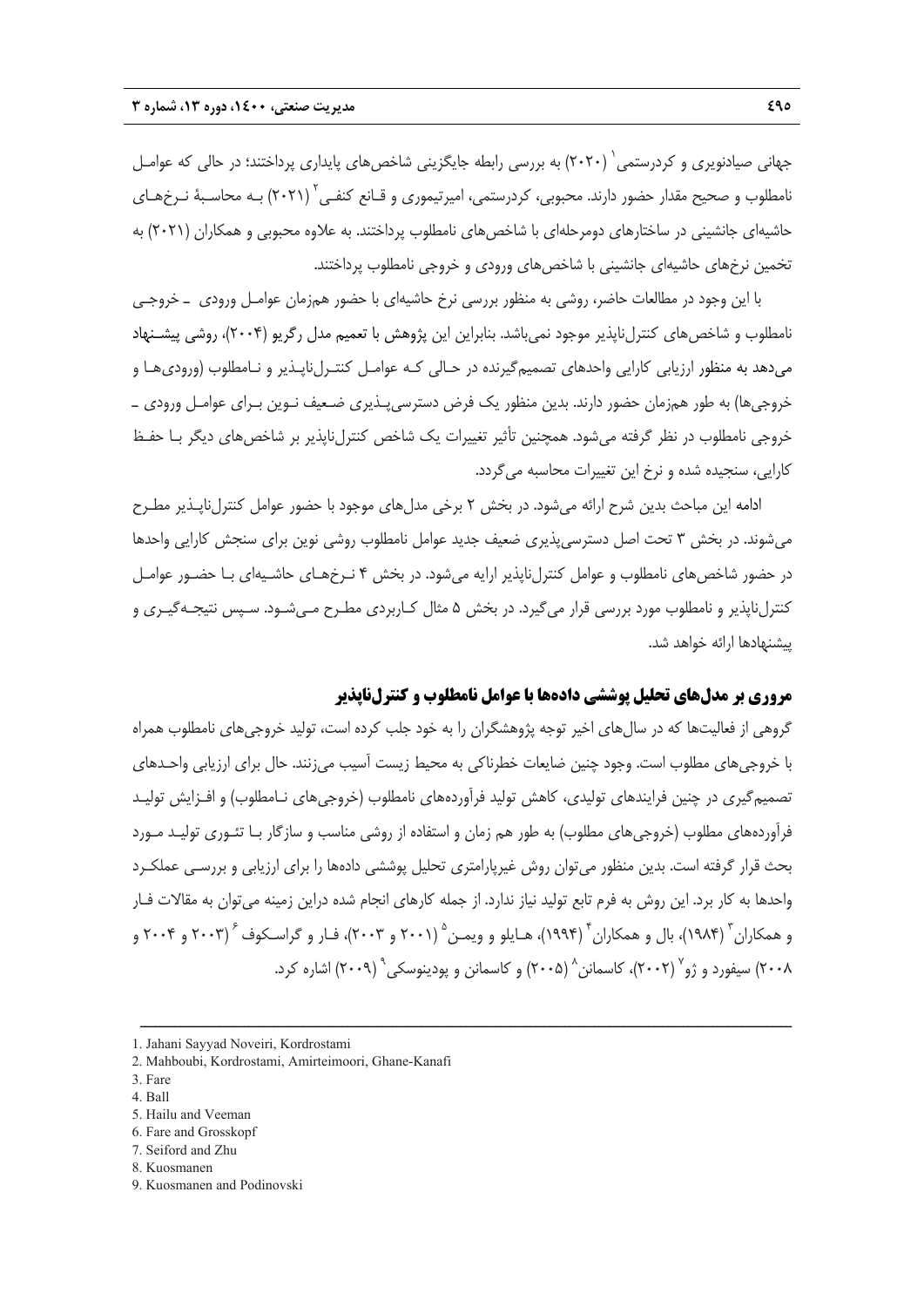جهانی صیادنویری و کردرستمی[1] (۲۰۲۰) به بررسی رابطه جایگزینی شاخص‌های پایداری پرداختند؛ در حالی که عوامل نامطلوب و صحیح مقدار حضور دارند. محبوبی، کردرستمی، امیرتیموری و قانع کنفی[2] (۲۰۲۱) به محاسبهٔ نرخ‌های حاشیه‌ای جانشینی در ساختارهای دومرحله‌ای با شاخص‌های نامطلوب پرداختند. به علاوه محبوبی و همکاران (۲۰۲۱) به تخمین نرخ‌های حاشیه‌ای جانشینی با شاخص‌های ورودی و خروجی نامطلوب پرداختند.

با این وجود در مطالعات حاضر، روشی به منظور بررسی نرخ حاشیه‌ای با حضور هم‌زمان عوامل ورودی ـ خروجی نامطلوب و شاخص‌های کنترل‌ناپذیر موجود نمی‌باشد. بنابراین این پژوهش با تعمیم مدل رگریو (۲۰۰۴)، روشی پیشنهاد می‌دهد به منظور ارزیابی کارایی واحدهای تصمیم‌گیرنده در حالی که عوامل کنترل‌ناپذیر و نامطلوب (ورودی‌ها و خروجی‌ها) به طور هم‌زمان حضور دارند. بدین منظور یک فرض دسترسی‌پذیری ضعیف نوین برای عوامل ورودی ـ خروجی نامطلوب در نظر گرفته می‌شود. همچنین تأثیر تغییرات یک شاخص کنترل‌ناپذیر بر شاخص‌های دیگر با حفظ کارایی، سنجیده شده و نرخ این تغییرات محاسبه می‌گردد.

ادامه این مباحث بدین شرح ارائه می‌شود. در بخش ۲ برخی مدل‌های موجود با حضور عوامل کنترل‌ناپذیر مطرح می‌شوند. در بخش ۳ تحت اصل دسترسی‌پذیری ضعیف جدید عوامل نامطلوب روشی نوین برای سنجش کارایی واحدها در حضور شاخص‌های نامطلوب و عوامل کنترل‌ناپذیر ارایه می‌شود. در بخش ۴ نرخ‌های حاشیه‌ای با حضور عوامل کنترل‌ناپذیر و نامطلوب مورد بررسی قرار می‌گیرد. در بخش ۵ مثال کاربردی مطرح می‌شود. سپس نتیجه‌گیری و پیشنهادها ارائه خواهد شد.

## مروری بر مدل‌های تحلیل پوششی داده‌ها با عوامل نامطلوب و کنترل‌ناپذیر

گروهی از فعالیت‌ها که در سال‌های اخیر توجه پژوهشگران را به خود جلب کرده است، تولید خروجی‌های نامطلوب همراه با خروجی‌های مطلوب است. وجود چنین ضایعات خطرناکی به محیط زیست آسیب می‌زنند. حال برای ارزیابی واحدهای تصمیم‌گیری در چنین فرایندهای تولیدی، کاهش تولید فرآورده‌های نامطلوب (خروجی‌های نامطلوب) و افزایش تولید فرآورده‌های مطلوب (خروجی‌های مطلوب) به طور هم زمان و استفاده از روشی مناسب و سازگار با تئوری تولید مورد بحث قرار گرفته است. بدین منظور می‌توان روش غیرپارامتری تحلیل پوششی داده‌ها را برای ارزیابی و بررسی عملکرد واحدها به کار برد. این روش به فرم تابع تولید نیاز ندارد. از جمله کارهای انجام شده دراین زمینه می‌توان به مقالات فار و همکاران[3] (۱۹۸۴)، بال و همکاران[4] (۱۹۹۴)، هایلو و ویمن[5] (۲۰۰۱ و ۲۰۰۳)، فار و گراسکوف[6] (۲۰۰۳ و ۲۰۰۴ و ۲۰۰۸) سیفورد و ژو[7] (۲۰۰۲)، کاسمانن[8] (۲۰۰۵) و کاسمانن و پودینوسکی[9] (۲۰۰۹) اشاره کرد.

---

1. Jahani Sayyad Noveiri, Kordrostami
2. Mahboubi, Kordrostami, Amirteimoori, Ghane-Kanafi
3. Fare
4. Ball
5. Hailu and Veeman
6. Fare and Grosskopf
7. Seiford and Zhu
8. Kuosmanen
9. Kuosmanen and Podinovski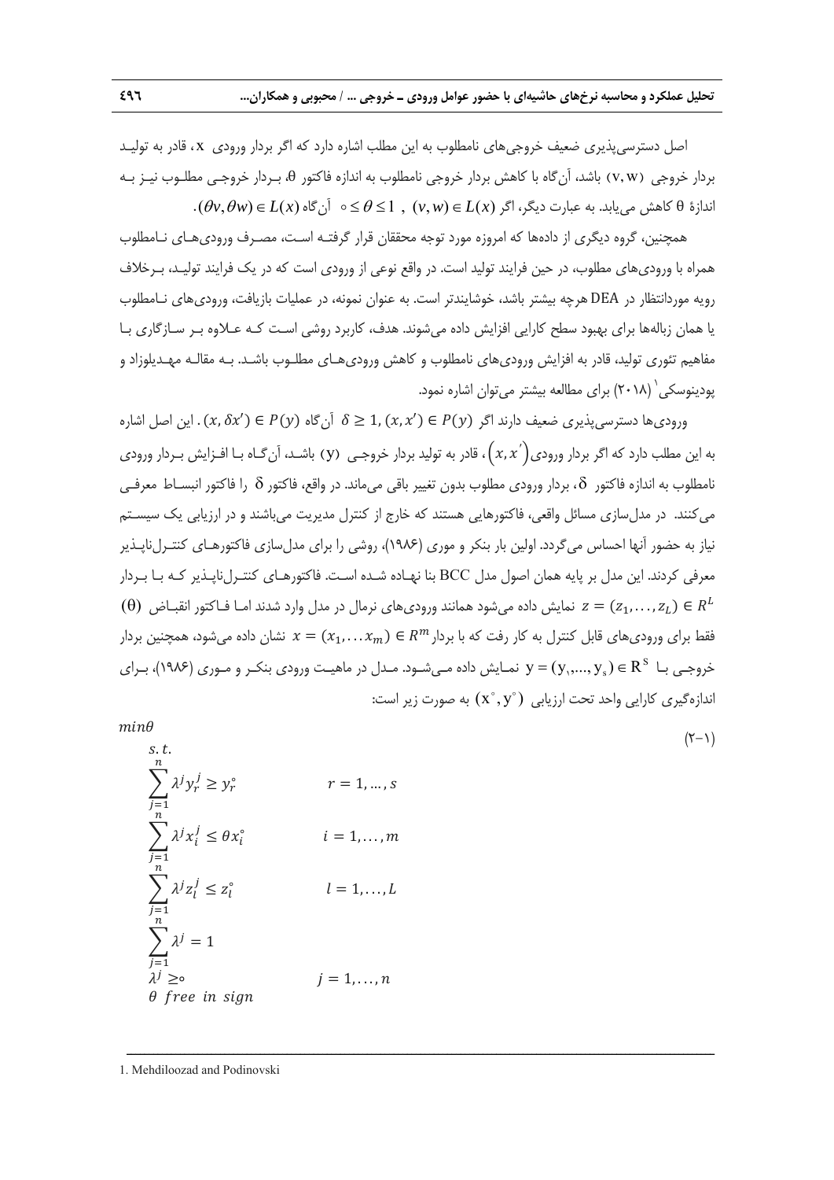اصل دسترسی‌پذیری ضعیف خروجی‌های نامطلوب به این مطلب اشاره دارد که اگر بردار ورودی $x$، قادر به تولید بردار خروجی $(v, w)$ باشد، آن‌گاه با کاهش بردار خروجی نامطلوب به اندازه فاکتور $\theta$، بردار خروجی مطلوب نیز به اندازهٔ $\theta$ کاهش می‌یابد. به عبارت دیگر، اگر $(v,w) \in L(x)$ , $0 \le \theta \le 1$ آن‌گاه $(\theta v, \theta w) \in L(x)$.

همچنین، گروه دیگری از داده‌ها که امروزه مورد توجه محققان قرار گرفته است، مصرف ورودی‌های نامطلوب همراه با ورودی‌های مطلوب، در حین فرایند تولید است. در واقع نوعی از ورودی است که در یک فرایند تولید، برخلاف رویه موردانتظار در DEA هرچه بیشتر باشد، خوشایندتر است. به عنوان نمونه، در عملیات بازیافت، ورودی‌های نامطلوب یا همان زباله‌ها برای بهبود سطح کارایی افزایش داده می‌شوند. هدف، کاربرد روشی است که علاوه بر سازگاری با مفاهیم تئوری تولید، قادر به افزایش ورودی‌های نامطلوب و کاهش ورودی‌های مطلوب باشد. به مقاله مهدیلوزاد و پودینوسکی[1] (۲۰۱۸) برای مطالعه بیشتر می‌توان اشاره نمود.

ورودی‌ها دسترسی‌پذیری ضعیف دارند اگر $(x, x') \in P(y)$, $\delta \ge 1$ آن‌گاه $(x, \delta x') \in P(y)$. این اصل اشاره به این مطلب دارد که اگر بردار ورودی $(x, x')$، قادر به تولید بردار خروجی $(y)$ باشد، آن‌گاه با افزایش بردار ورودی نامطلوب به اندازه فاکتور $\delta$، بردار ورودی مطلوب بدون تغییر باقی می‌ماند. در واقع، فاکتور $\delta$ را فاکتور انبساط معرفی می‌کنند. در مدل‌سازی مسائل واقعی، فاکتورهایی هستند که خارج از کنترل مدیریت می‌باشند و در ارزیابی یک سیستم نیاز به حضور آنها احساس می‌گردد. اولین بار بنکر و موری (۱۹۸۶)، روشی را برای مدل‌سازی فاکتورهای کنترل‌ناپذیر معرفی کردند. این مدل بر پایه همان اصول مدل BCC بنا نهاده شده است. فاکتورهای کنترل‌ناپذیر که با بردار $z = (z_1, \dots, z_L) \in R^L$ نمایش داده می‌شود همانند ورودی‌های نرمال در مدل وارد شدند اما فاکتور انقباض $(\theta)$ فقط برای ورودی‌های قابل کنترل به کار رفت که با بردار $x = (x_1, \dots x_m) \in R^m$ نشان داده می‌شود، همچنین بردار خروجی با $y = (y_1, \dots, y_s) \in R^S$ نمایش داده می‌شود. مدل در ماهیت ورودی بنکر و موری (۱۹۸۶)، برای اندازه‌گیری کارایی واحد تحت ارزیابی $(x^\circ, y^\circ)$ به صورت زیر است:

$$
\begin{aligned}
& \min \theta && \qquad (2\text{-}1)\\
& s.t. \\
& \sum_{j=1}^{n} \lambda^j y_r^j \ge y_r^\circ && r = 1, \dots, s \\
& \sum_{j=1}^{n} \lambda^j x_i^j \le \theta x_i^\circ && i = 1, \dots, m \\
& \sum_{j=1}^{n} \lambda^j z_l^j \le z_l^\circ && l = 1, \dots, L \\
& \sum_{j=1}^{n} \lambda^j = 1 \\
& \lambda^j \ge 0 && j = 1, \dots, n \\
& \theta \ \text{free in sign}
\end{aligned}
$$

---

1. Mehdiloozad and Podinovski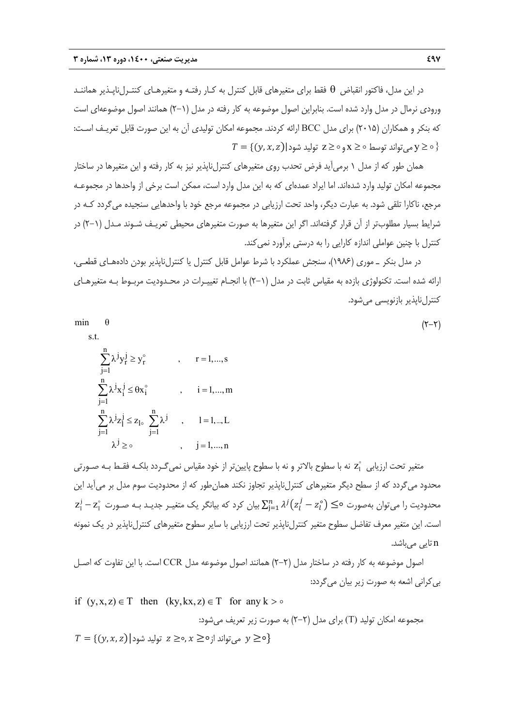در این مدل، فاکتور انقباض $\theta$ فقط برای متغیرهای قابل کنترل به کار رفته و متغیرهای کنترل‌ناپذیر همانند ورودی نرمال در مدل وارد شده است. بنابراین اصول موضوعه به کار رفته در مدل (۱-۲) همانند اصول موضوعه‌ای است که بنکر و همکاران (۲۰۱۵) برای مدل BCC ارائه کردند. مجموعه امکان تولیدی آن به این صورت قابل تعریف است:

$T = \{(y, x, z) |$ تولید شود $z \geq \circ$ و $x \geq \circ$ می‌تواند توسط $y \geq \circ\}$

همان طور که از مدل ۱ برمی‌آید فرض تحدب روی متغیرهای کنترل‌ناپذیر نیز به کار رفته و این متغیرها در ساختار مجموعه امکان تولید وارد شده‌اند. اما ایراد عمده‌ای که به این مدل وارد است، ممکن است برخی از واحدها در مجموعه مرجع، ناکارا تلقی شود. به عبارت دیگر، واحد تحت ارزیابی در مجموعه مرجع خود با واحدهایی سنجیده می‌گردد که در شرایط بسیار مطلوب‌تر از آن قرار گرفته‌اند. اگر این متغیرها به صورت متغیرهای محیطی تعریف شوند مدل (۱-۲) در کنترل با چنین عواملی اندازه کارایی را به درستی برآورد نمی‌کند.

در مدل بنکر ـ موری (۱۹۸۶)، سنجش عملکرد با شرط عوامل قابل کنترل یا کنترل‌ناپذیر بودن داده‌های قطعی، ارائه شده است. تکنولوژی بازده به مقیاس ثابت در مدل (۱-۲) با انجام تغییرات در محدودیت مربوط به متغیرهای کنترل‌ناپذیر بازنویسی می‌شود.

$$
\begin{aligned}
\min \quad & \theta \qquad\qquad\qquad\qquad\qquad\qquad\qquad\qquad (۲\text{-}۲)\\
\text{s.t.} \quad & \\
& \sum_{j=1}^{n} \lambda^j y_r^j \geq y_r^\circ \qquad , \quad r = 1, \dots, s \\
& \sum_{j=1}^{n} \lambda^j x_i^j \leq \theta x_i^\circ \qquad , \quad i = 1, \dots, m \\
& \sum_{j=1}^{n} \lambda^j z_l^j \leq z_{l\circ} \sum_{j=1}^{n} \lambda^j \qquad , \quad l = 1, \dots, L \\
& \lambda^j \geq \circ \qquad , \quad j = 1, \dots, n
\end{aligned}
$$

متغیر تحت ارزیابی $z_l^\circ$ نه با سطوح بالاتر و نه با سطوح پایین‌تر از خود مقیاس نمی‌گردد بلکه فقط به صورتی محدود می‌گردد که از سطح دیگر متغیرهای کنترل‌ناپذیر تجاوز نکند همان‌طور که از محدودیت سوم مدل بر می‌آید این محدودیت را می‌توان به‌صورت $\sum_{j=1}^{n} \lambda^j (z_l^j - z_l^\circ) \leq \circ$ بیان کرد که بیانگر یک متغیر جدید به صورت $z_l^j - z_l^\circ$ است. این متغیر معرف تفاضل سطوح متغیر کنترل‌ناپذیر تحت ارزیابی با سایر سطوح متغیرهای کنترل‌ناپذیر در یک نمونه $n$ تایی می‌باشد.

اصول موضوعه به کار رفته در ساختار مدل (۲-۲) همانند اصول موضوعه مدل CCR است. با این تفاوت که اصل بی‌کرانی اشعه به صورت زیر بیان می‌گردد:

$$\text{if } \ (y, x, z) \in T \ \text{ then } \ (ky, kx, z) \in T \ \text{ for any } k > \circ$$

مجموعه امکان تولید (T) برای مدل (۲-۲) به صورت زیر تعریف می‌شود:

$T = \{(y, x, z) |$ تولید شود $z \geq \circ, x \geq \circ$ می‌تواند از $y \geq \circ\}$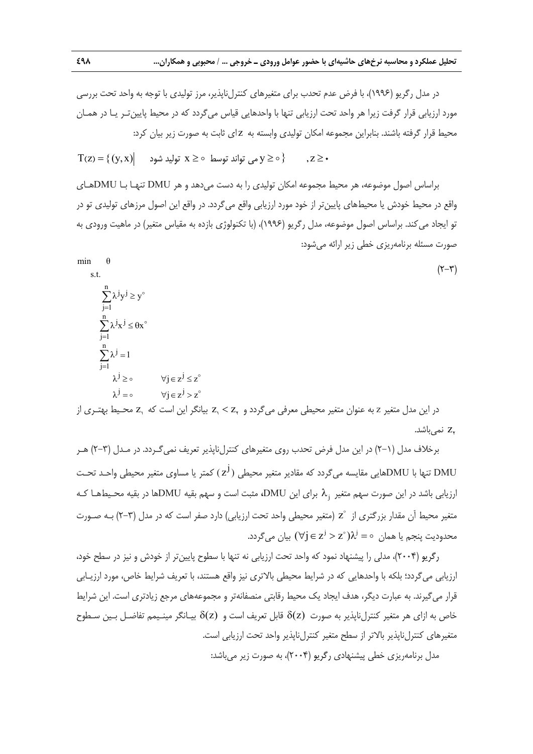در مدل رگریو (۱۹۹۶)، با فرض عدم تحدب برای متغیرهای کنترل‌ناپذیر، مرز تولیدی با توجه به واحد تحت بررسی مورد ارزیابی قرار گرفت زیرا هر واحد تحت ارزیابی تنها با واحدهایی قیاس می‌گردد که در محیط پایین‌تر یا در همان محیط قرار گرفته باشند. بنابراین مجموعه امکان تولیدی وابسته به $z$ای ثابت به صورت زیر بیان کرد:

$$T(z) = \{ (y, x) \mid \text{می تواند توسط } x \geq 0 \text{ تولید شود } y \geq 0 \} \qquad , z \geq 0$$

براساس اصول موضوعه، هر محیط مجموعه امکان تولیدی را به دست می‌دهد و هر DMU تنها با DMUهای واقع در محیط خودش یا محیط‌های پایین‌تر از خود مورد ارزیابی واقع می‌گردد. در واقع این اصول مرزهای تولیدی تو در تو ایجاد می‌کند. براساس اصول موضوعه، مدل رگریو (۱۹۹۶)، (با تکنولوژی بازده به مقیاس متغیر) در ماهیت ورودی به صورت مسئله برنامه‌ریزی خطی زیر ارائه می‌شود:

$$
\begin{aligned}
\min \quad & \theta \\
\text{s.t.} \quad & \\
& \sum_{j=1}^{n} \lambda^j y^j \geq y^{\circ} \\
& \sum_{j=1}^{n} \lambda^j x^j \leq \theta x^{\circ} \\
& \sum_{j=1}^{n} \lambda^j = 1 \\
& \lambda^j \geq 0 \qquad \forall j \in z^j \leq z^{\circ} \\
& \lambda^j = 0 \qquad \forall j \in z^j > z^{\circ}
\end{aligned}
\tag{۲-۳}
$$

در این مدل متغیر $z$ به عنوان متغیر محیطی معرفی می‌گردد و $z_1 < z_2$ بیانگر این است که $z_1$ محیط بهتری از $z_2$ نمی‌باشد.

برخلاف مدل (۱-۲) در این مدل فرض تحدب روی متغیرهای کنترل‌ناپذیر تعریف نمی‌گردد. در مدل (۳-۲) هر DMU تنها با DMUهایی مقایسه می‌گردد که مقادیر متغیر محیطی ($z^j$) کمتر یا مساوی متغیر محیطی واحد تحت ارزیابی باشد در این صورت سهم متغیر $\lambda_j$ برای این DMU، مثبت است و سهم بقیه DMUها در بقیه محیط‌ها که متغیر محیط آن مقدار بزرگتری از $z^{\circ}$ (متغیر محیطی واحد تحت ارزیابی) دارد صفر است که در مدل (۳-۲) به صورت محدودیت پنجم یا همان $(\forall j \in z^j > z^{\circ})\lambda^j = 0$ بیان می‌گردد.

رگریو (۲۰۰۴)، مدلی را پیشنهاد نمود که واحد تحت ارزیابی نه تنها با سطوح پایین‌تر از خودش و نیز در سطح خود، ارزیابی می‌گردد؛ بلکه با واحدهایی که در شرایط محیطی بالاتری نیز واقع هستند، با تعریف شرایط خاص، مورد ارزیابی قرار می‌گیرند. به عبارت دیگر، هدف ایجاد یک محیط رقابتی منصفانه‌تر و مجموعه‌های مرجع زیادتری است. این شرایط خاص به ازای هر متغیر کنترل‌ناپذیر به صورت $\delta(z)$ قابل تعریف است و $\delta(z)$ بیانگر مینیمم تفاضل بین سطوح متغیرهای کنترل‌ناپذیر بالاتر از سطح متغیر کنترل‌ناپذیر واحد تحت ارزیابی است.

مدل برنامه‌ریزی خطی پیشنهادی رگریو (۲۰۰۴)، به صورت زیر می‌باشد: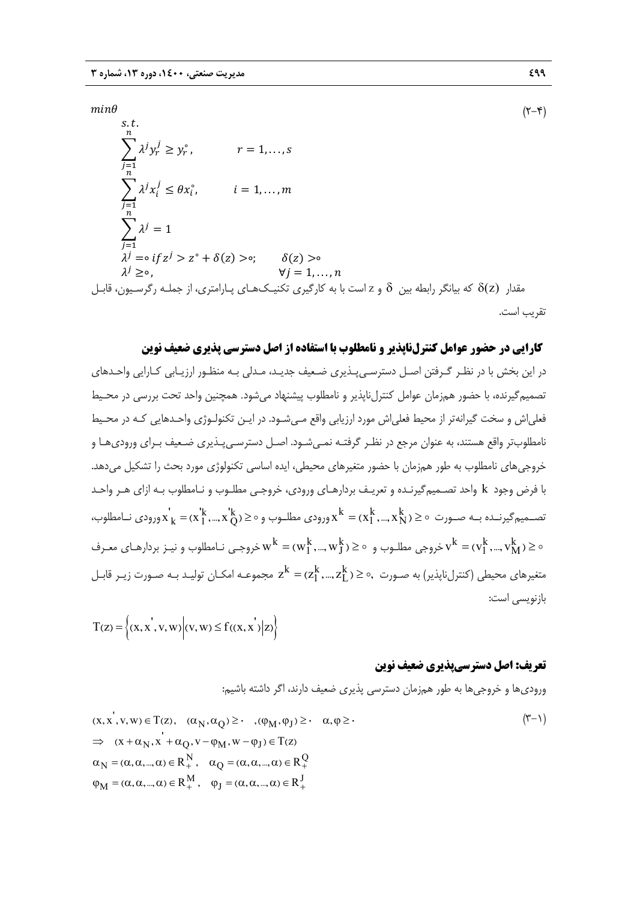$$
\begin{aligned}
&\min \theta \qquad\qquad\qquad\qquad\qquad\qquad\qquad\qquad\qquad\qquad (۲-۴)\\
&s.t.\\
&\sum_{j=1}^{n} \lambda^j y_r^j \geq y_r^{\circ}, \qquad r = 1,\dots,s\\
&\sum_{j=1}^{n} \lambda^j x_i^j \leq \theta x_i^{\circ}, \qquad i = 1,\dots,m\\
&\sum_{j=1}^{n} \lambda^j = 1\\
&\lambda^j = \circ \; if \, z^j > z^{\circ} + \delta(z) > \circ; \qquad \delta(z) > \circ\\
&\lambda^j \geq \circ, \qquad \forall j = 1,\dots,n
\end{aligned}
$$

مقدار $\delta(z)$ که بیانگر رابطه بین $\delta$ و $z$ است با به کارگیری تکنیک‌های پارامتری، از جمله رگرسیون، قابل تقریب است.

## کارایی در حضور عوامل کنترل‌ناپذیر و نامطلوب با استفاده از اصل دسترسی پذیری ضعیف نوین

در این بخش با در نظر گرفتن اصل دسترسی‌پذیری ضعیف جدید، مدلی به منظور ارزیابی کارایی واحدهای تصمیم‌گیرنده، با حضور هم‌زمان عوامل کنترل‌ناپذیر و نامطلوب پیشنهاد می‌شود. همچنین واحد تحت بررسی در محیط فعلی‌اش و سخت گیرانه‌تر از محیط فعلی‌اش مورد ارزیابی واقع می‌شود. در این تکنولوژی واحدهایی که در محیط نامطلوب‌تر واقع هستند، به عنوان مرجع در نظر گرفته نمی‌شود. اصل دسترسی‌پذیری ضعیف برای ورودی‌ها و خروجی‌های نامطلوب به طور هم‌زمان با حضور متغیرهای محیطی، ایده اساسی تکنولوژی مورد بحث را تشکیل می‌دهد. با فرض وجود $k$ واحد تصمیم‌گیرنده و تعریف بردارهای ورودی، خروجی مطلوب و نامطلوب به ازای هر واحد تصمیم‌گیرنده به صورت $x^k = (x_1^k,\dots,x_N^k) \geq \circ$ ورودی مطلوب و $x'_k = (x'^k_1,\dots,x'^k_Q) \geq \circ$ ورودی نامطلوب، $v^k = (v_1^k,\dots,v_M^k) \geq \circ$ خروجی مطلوب و $w^k = (w_1^k,\dots,w_J^k) \geq \circ$ خروجی نامطلوب و نیز بردارهای معرف متغیرهای محیطی (کنترل‌ناپذیر) به صورت $z^k = (z_1^k,\dots,z_L^k) \geq \circ,$ مجموعه امکان تولید به صورت زیر قابل بازنویسی است:

$$
T(z) = \left\{ (x, x', v, w) \,\middle|\, (v, w) \leq f((x, x') | z) \right\}
$$

### تعریف: اصل دسترسی‌پذیری ضعیف نوین

ورودی‌ها و خروجی‌ها به طور هم‌زمان دسترسی پذیری ضعیف دارند، اگر داشته باشیم:

$$
\begin{aligned}
&(x, x', v, w) \in T(z), \quad (\alpha_N, \alpha_Q) \geq \cdot \quad ,(\varphi_M, \varphi_J) \geq \cdot \quad \alpha, \varphi \geq \cdot \qquad\qquad (۳-۱)\\
&\Rightarrow \quad (x + \alpha_N, x' + \alpha_Q, v - \varphi_M, w - \varphi_J) \in T(z)\\
&\alpha_N = (\alpha, \alpha, \dots, \alpha) \in R_+^N, \quad \alpha_Q = (\alpha, \alpha, \dots, \alpha) \in R_+^Q\\
&\varphi_M = (\alpha, \alpha, \dots, \alpha) \in R_+^M, \quad \varphi_J = (\alpha, \alpha, \dots, \alpha) \in R_+^J
\end{aligned}
$$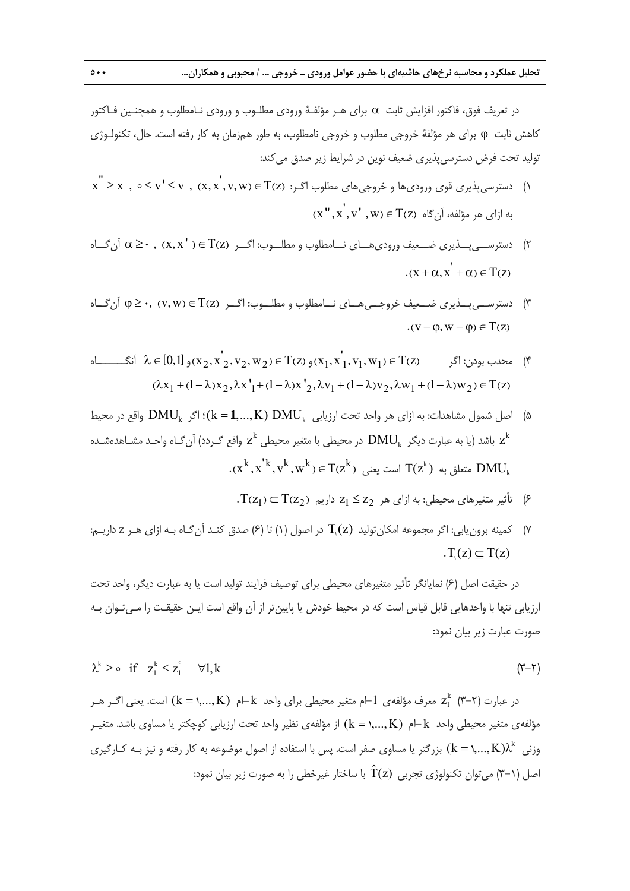در تعریف فوق، فاکتور افزایش ثابت $\alpha$ برای هـر مؤلفـهٔ ورودی مطلـوب و ورودی نـامطلوب و همچنـین فـاکتور کاهش ثابت $\varphi$ برای هر مؤلفهٔ خروجی مطلوب و خروجی نامطلوب، به طور هم‌زمان به کار رفته است. حال، تکنولـوژی تولید تحت فرض دسترسی‌پذیری ضعیف نوین در شرایط زیر صدق می‌کند:

۱) دسترسی‌پذیری قوی ورودی‌ها و خروجی‌های مطلوب اگـر: $(x, x', v, w) \in T(z)$ ، $\circ \leq v' \leq v$ ، $x'' \geq x$ به ازای هر مؤلفه، آن‌گاه $(x'', x', v', w) \in T(z)$

۲) دسترســی‌پــذیری ضــعیف ورودی‌هــای نــامطلوب و مطلــوب: اگــر $(x, x') \in T(z)$ ، $\alpha \geq \circ$ آن‌گــاه $(x + \alpha, x' + \alpha) \in T(z)$.

۳) دسترســی‌پــذیری ضــعیف خروجــی‌هــای نــامطلوب و مطلــوب: اگــر $(v, w) \in T(z)$ ، $\varphi \geq \circ$ آن‌گــاه $(v - \varphi, w - \varphi) \in T(z)$.

۴) محدب بودن: اگر $(x_1, x'_1, v_1, w_1) \in T(z)$ و $(x_2, x'_2, v_2, w_2) \in T(z)$ و $\lambda \in [0,1]$ آنگـــــــاه $(\lambda x_1 + (1-\lambda)x_2, \lambda x'_1 + (1-\lambda)x'_2, \lambda v_1 + (1-\lambda)v_2, \lambda w_1 + (1-\lambda)w_2) \in T(z)$

۵) اصل شمول مشاهدات: به ازای هر واحد تحت ارزیابی $DMU_k$ $(k = 1, ..., K)$؛ اگر $DMU_k$ واقع در محیط $z^k$ باشد (یا به عبارت دیگر $DMU_k$ در محیطی با متغیر محیطی $z^k$ واقع گـردد) آن‌گـاه واحـد مشـاهده‌شـده $DMU_k$ متعلق به $T(z^k)$ است یعنی $(x^k, x'^k, v^k, w^k) \in T(z^k)$.

۶) تأثیر متغیرهای محیطی: به ازای هر $z_1 \leq z_2$ داریم $T(z_1) \subset T(z_2)$.

۷) کمینه برون‌یابی: اگر مجموعه امکان‌تولید $T_1(z)$ در اصول (۱) تا (۶) صدق کنـد آن‌گـاه بـه ازای هـر $z$ داریـم: $T_1(z) \subseteq T(z)$.

در حقیقت اصل (۶) نمایانگر تأثیر متغیرهای محیطی برای توصیف فرایند تولید است یا به عبارت دیگر، واحد تحت ارزیابی تنها با واحدهایی قابل قیاس است که در محیط خودش یا پایین‌تر از آن واقع است ایـن حقیقـت را مـی‌تـوان بـه صورت عبارت زیر بیان نمود:

$$\lambda^k \geq \circ \quad \text{if} \quad z_l^k \leq z_l^{\circ} \quad \forall l, k \tag{۳-۲}$$

در عبارت (۲-۳) $z_l^k$ معرف مؤلفه‌ی $l$-ام متغیر محیطی برای واحد $k$-ام $(k = 1, ..., K)$ است. یعنی اگـر هـر مؤلفه‌ی متغیر محیطی واحد $k$-ام $(k = 1, ..., K)$ از مؤلفه‌ی نظیر واحد تحت ارزیابی کوچکتر یا مساوی باشد. متغیـر وزنی $\lambda^k$ $(k = 1, ..., K)$ بزرگتر یا مساوی صفر است. پس با استفاده از اصول موضوعه به کار رفته و نیز بـه کـارگیری اصل (۳-۱) می‌توان تکنولوژی تجربی $\hat{T}(z)$ با ساختار غیرخطی را به صورت زیر بیان نمود: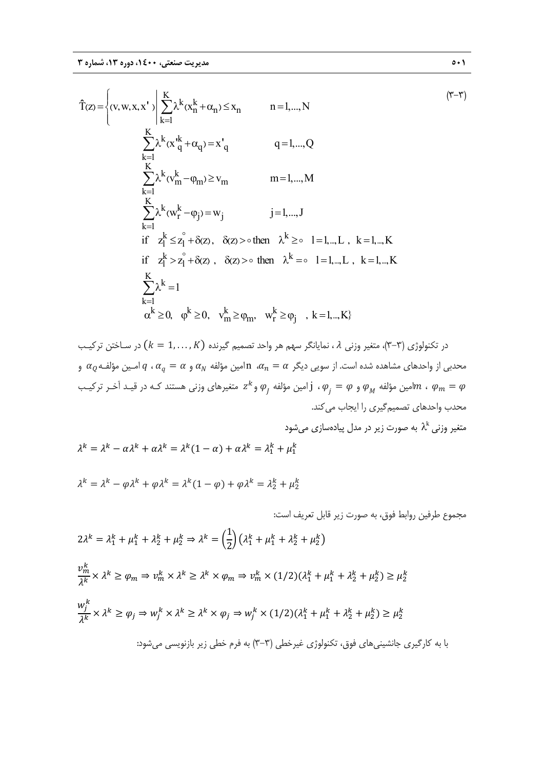$$
\hat{T}(z)=\left\{(v,w,x,x') \left| \begin{array}{ll}
\sum_{k=1}^{K}\lambda^{k}(x_{n}^{k}+\alpha_{n})\leq x_{n} & n=1,\dots,N \\
\sum_{k=1}^{K}\lambda^{k}(x'^{k}_{q}+\alpha_{q})=x'_{q} & q=1,\dots,Q \\
\sum_{k=1}^{K}\lambda^{k}(v_{m}^{k}-\varphi_{m})\geq v_{m} & m=1,\dots,M \\
\sum_{k=1}^{K}\lambda^{k}(w_{r}^{k}-\varphi_{j})=w_{j} & j=1,\dots,J \\
\text{if} \quad z_{l}^{k}\leq z_{l}^{\circ}+\delta(z),\quad \delta(z)>\circ \ \text{then} \quad \lambda^{k}\geq \circ & l=1,\dots,L\ ,\ k=1,\dots,K \\
\text{if} \quad z_{l}^{k}> z_{l}^{\circ}+\delta(z),\quad \delta(z)>\circ \ \text{then} \quad \lambda^{k}= \circ & l=1,\dots,L\ ,\ k=1,\dots,K \\
\sum_{k=1}^{K}\lambda^{k}=1 & \\
\alpha^{k}\geq 0,\quad \varphi^{k}\geq 0,\quad v_{m}^{k}\geq \varphi_{m},\quad w_{r}^{k}\geq \varphi_{j} & ,\ k=1,\dots,K
\end{array}\right.\right\}
\qquad (۳-۳)
$$

در تکنولوژی (۳-۳)، متغیر وزنی $\lambda$ ، نمایانگر سهم هر واحد تصمیم گیرنده $(k=1,\dots,K)$ در ساختن ترکیب محدبی از واحدهای مشاهده شده است. از سویی دیگر $\alpha_n=\alpha$ ،n امین مؤلفه $\alpha_N$ و $\alpha_q=\alpha$ ، $q$ امین مؤلفه $\alpha_Q$ و $\varphi_m=\varphi$ ، $m$امین مؤلفه $\varphi_M$ و $\varphi_j=\varphi$ ، j امین مؤلفه $\varphi_J$ و $z^k$ متغیرهای وزنی هستند که در قید آخر ترکیب محدب واحدهای تصمیم‌گیری را ایجاب می‌کند.

متغیر وزنی $\lambda^k$ به صورت زیر در مدل پیاده‌سازی می‌شود

$$\lambda^k=\lambda^k-\alpha\lambda^k+\alpha\lambda^k=\lambda^k(1-\alpha)+\alpha\lambda^k=\lambda_1^k+\mu_1^k$$

$$\lambda^k=\lambda^k-\varphi\lambda^k+\varphi\lambda^k=\lambda^k(1-\varphi)+\varphi\lambda^k=\lambda_2^k+\mu_2^k$$

مجموع طرفین روابط فوق، به صورت زیر قابل تعریف است:

$$2\lambda^k=\lambda_1^k+\mu_1^k+\lambda_2^k+\mu_2^k \Rightarrow \lambda^k=\left(\frac{1}{2}\right)\left(\lambda_1^k+\mu_1^k+\lambda_2^k+\mu_2^k\right)$$

$$\frac{v_m^k}{\lambda^k}\times\lambda^k\geq\varphi_m \Rightarrow v_m^k\times\lambda^k\geq\lambda^k\times\varphi_m \Rightarrow v_m^k\times(1/2)(\lambda_1^k+\mu_1^k+\lambda_2^k+\mu_2^k)\geq\mu_2^k$$

$$\frac{w_j^k}{\lambda^k}\times\lambda^k\geq\varphi_j \Rightarrow w_j^k\times\lambda^k\geq\lambda^k\times\varphi_j \Rightarrow w_j^k\times(1/2)(\lambda_1^k+\mu_1^k+\lambda_2^k+\mu_2^k)\geq\mu_2^k$$

با به کارگیری جانشینی‌های فوق، تکنولوژی غیرخطی (۳-۳) به فرم خطی زیر بازنویسی می‌شود: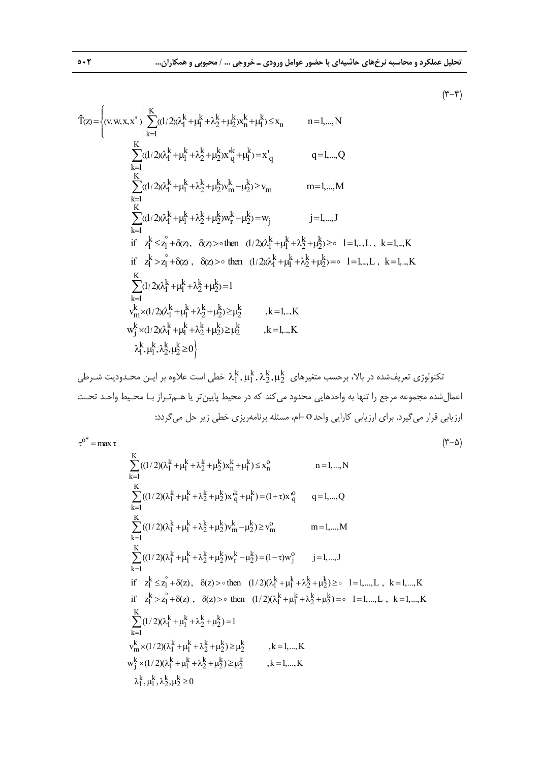(۳-۴)

$$
\hat{T}(z)=\left\{(v,w,x,x')\left|\begin{array}{ll}
\sum_{k=1}^{K}((1/2)(\lambda_1^k+\mu_1^k+\lambda_2^k+\mu_2^k)x_n^k+\mu_1^k)\le x_n & n=1,...,N\\
\sum_{k=1}^{K}((1/2)(\lambda_1^k+\mu_1^k+\lambda_2^k+\mu_2^k)x'^k_q+\mu_1^k)=x'_q & q=1,...,Q\\
\sum_{k=1}^{K}((1/2)(\lambda_1^k+\mu_1^k+\lambda_2^k+\mu_2^k)v_m^k-\mu_2^k)\ge v_m & m=1,...,M\\
\sum_{k=1}^{K}((1/2)(\lambda_1^k+\mu_1^k+\lambda_2^k+\mu_2^k)w_r^k-\mu_2^k)=w_j & j=1,...,J\\
\text{if}\quad z_l^k\le \overset{\circ}{z}_l+\delta(z),\ \ \delta(z)>0 \text{ then } \ (1/2)(\lambda_1^k+\mu_1^k+\lambda_2^k+\mu_2^k)\ge 0 & l=1,...,L\ ,\ k=1,...,K\\
\text{if}\quad z_l^k> \overset{\circ}{z}_l+\delta(z),\ \ \delta(z)>0 \text{ then } \ (1/2)(\lambda_1^k+\mu_1^k+\lambda_2^k+\mu_2^k)= 0 & l=1,...,L\ ,\ k=1,...,K\\
\sum_{k=1}^{K}(1/2)(\lambda_1^k+\mu_1^k+\lambda_2^k+\mu_2^k)=1 & \\
v_m^k\times(1/2)(\lambda_1^k+\mu_1^k+\lambda_2^k+\mu_2^k)\ge\mu_2^k & ,k=1,...,K\\
w_j^k\times(1/2)(\lambda_1^k+\mu_1^k+\lambda_2^k+\mu_2^k)\ge\mu_2^k & ,k=1,...,K\\
\lambda_1^k,\mu_1^k,\lambda_2^k,\mu_2^k\ge 0 &
\end{array}\right.\right\}
$$

تکنولوژی تعریف‌شده در بالا، برحسب متغیرهای $\lambda_1^k,\mu_1^k,\lambda_2^k,\mu_2^k$ خطی است علاوه بر این محدودیت شرطی اعمال‌شده مجموعه مرجع را تنها به واحدهایی محدود می‌کند که در محیط پایین‌تر یا هم‌تراز با محیط واحد تحت ارزیابی قرار می‌گیرد. برای ارزیابی کارایی واحد $o$-ام، مسئله برنامه‌ریزی خطی زیر حل می‌گردد:

(۳-۵)

$$
\tau^{o*}=\max\tau
$$

$$
\begin{array}{ll}
\sum_{k=1}^{K}((1/2)(\lambda_1^k+\mu_1^k+\lambda_2^k+\mu_2^k)x_n^k+\mu_1^k)\le x_n^o & n=1,...,N\\
\sum_{k=1}^{K}((1/2)(\lambda_1^k+\mu_1^k+\lambda_2^k+\mu_2^k)x'^k_q+\mu_1^k)=(1+\tau)x'^o_q & q=1,...,Q\\
\sum_{k=1}^{K}((1/2)(\lambda_1^k+\mu_1^k+\lambda_2^k+\mu_2^k)v_m^k-\mu_2^k)\ge v_m^o & m=1,...,M\\
\sum_{k=1}^{K}((1/2)(\lambda_1^k+\mu_1^k+\lambda_2^k+\mu_2^k)w_r^k-\mu_2^k)=(1-\tau)w_j^o & j=1,...,J\\
\text{if}\quad z_l^k\le \overset{\circ}{z}_l+\delta(z),\ \ \delta(z)>0 \text{ then } \ (1/2)(\lambda_1^k+\mu_1^k+\lambda_2^k+\mu_2^k)\ge 0 & l=1,...,L\ ,\ k=1,...,K\\
\text{if}\quad z_l^k> \overset{\circ}{z}_l+\delta(z),\ \ \delta(z)>0 \text{ then } \ (1/2)(\lambda_1^k+\mu_1^k+\lambda_2^k+\mu_2^k)= 0 & l=1,...,L\ ,\ k=1,...,K\\
\sum_{k=1}^{K}(1/2)(\lambda_1^k+\mu_1^k+\lambda_2^k+\mu_2^k)=1 & \\
v_m^k\times(1/2)(\lambda_1^k+\mu_1^k+\lambda_2^k+\mu_2^k)\ge\mu_2^k & ,k=1,...,K\\
w_j^k\times(1/2)(\lambda_1^k+\mu_1^k+\lambda_2^k+\mu_2^k)\ge\mu_2^k & ,k=1,...,K\\
\lambda_1^k,\mu_1^k,\lambda_2^k,\mu_2^k\ge 0 &
\end{array}
$$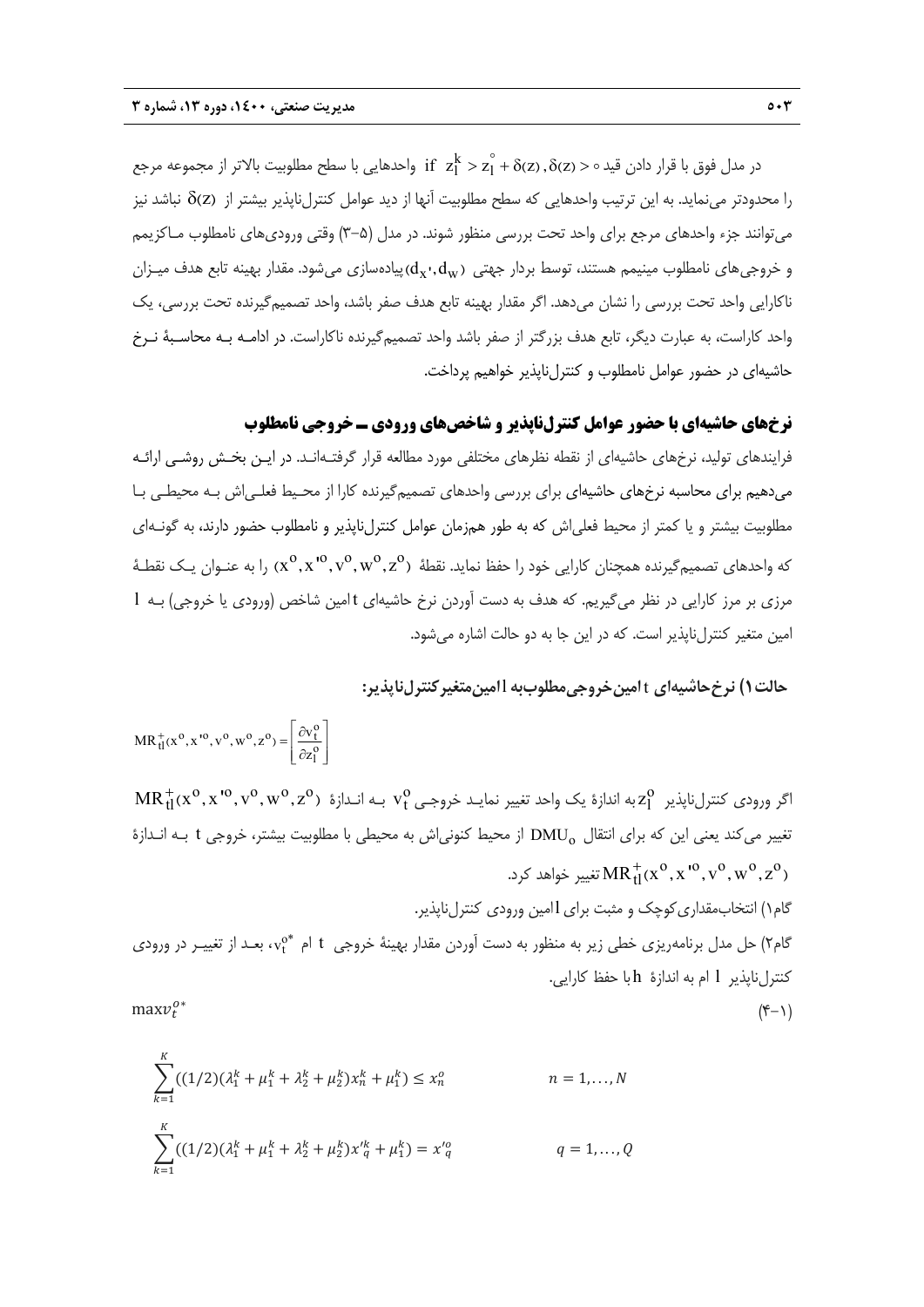در مدل فوق با قرار دادن قید $\text{if } z_l^k > z_l^{\circ} + \delta(z), \delta(z) > \circ$ واحدهایی با سطح مطلوبیت بالاتر از مجموعه مرجع را محدودتر می‌نماید. به این ترتیب واحدهایی که سطح مطلوبیت آنها از دید عوامل کنترل‌ناپذیر بیشتر از $\delta(z)$ نباشد نیز می‌توانند جزء واحدهای مرجع برای واحد تحت بررسی منظور شوند. در مدل (۵–۳) وقتی ورودی‌های نامطلوب ماکزیمم و خروجی‌های نامطلوب مینیمم هستند، توسط بردار جهتی $(d_{x'}, d_w)$ پیاده‌سازی می‌شود. مقدار بهینه تابع هدف میزان ناکارایی واحد تحت بررسی را نشان می‌دهد. اگر مقدار بهینه تابع هدف صفر باشد، واحد تصمیم‌گیرنده تحت بررسی، یک واحد کاراست، به عبارت دیگر، تابع هدف بزرگتر از صفر باشد واحد تصمیم‌گیرنده ناکاراست. در ادامه به محاسبهٔ نرخ حاشیه‌ای در حضور عوامل نامطلوب و کنترل‌ناپذیر خواهیم پرداخت.

## نرخ‌های حاشیه‌ای با حضور عوامل کنترل‌ناپذیر و شاخص‌های ورودی ـ خروجی نامطلوب

فرایندهای تولید، نرخ‌های حاشیه‌ای از نقطه نظرهای مختلفی مورد مطالعه قرار گرفته‌اند. در این بخش روشی ارائه می‌دهیم برای محاسبه نرخ‌های حاشیه‌ای برای بررسی واحدهای تصمیم‌گیرنده کارا از محیط فعلی‌اش به محیطی با مطلوبیت بیشتر و یا کمتر از محیط فعلی‌اش که به طور هم‌زمان عوامل کنترل‌ناپذیر و نامطلوب حضور دارند، به گونه‌ای که واحدهای تصمیم‌گیرنده همچنان کارایی خود را حفظ نماید. نقطهٔ $(x^o, x'^o, v^o, w^o, z^o)$ را به عنوان یک نقطهٔ مرزی بر مرز کارایی در نظر می‌گیریم. که هدف به دست آوردن نرخ حاشیه‌ای $t$ امین شاخص (ورودی یا خروجی) به $l$ امین متغیر کنترل‌ناپذیر است. که در این جا به دو حالت اشاره می‌شود.

### حالت ۱) نرخ حاشیه‌ای $t$ امین خروجی مطلوب به $l$ امین متغیر کنترل‌ناپذیر:

$$MR_{tl}^{+}(x^o, x'^o, v^o, w^o, z^o) = \left[\frac{\partial v_t^o}{\partial z_l^o}\right]$$

اگر ورودی کنترل‌ناپذیر $z_l^o$ به اندازهٔ یک واحد تغییر نماید خروجی $v_t^o$ به اندازهٔ $MR_{tl}^{+}(x^o, x'^o, v^o, w^o, z^o)$ تغییر می‌کند یعنی این که برای انتقال $DMU_o$ از محیط کنونی‌اش به محیطی با مطلوبیت بیشتر، خروجی $t$ به اندازهٔ $MR_{tl}^{+}(x^o, x'^o, v^o, w^o, z^o)$ تغییر خواهد کرد.

گام۱) انتخاب مقداری کوچک و مثبت برای $l$ امین ورودی کنترل‌ناپذیر.

گام۲) حل مدل برنامه‌ریزی خطی زیر به منظور به دست آوردن مقدار بهینهٔ خروجی $t$ ام $v_t^{o*}$، بعد از تغییر در ورودی کنترل‌ناپذیر $l$ ام به اندازهٔ $h$ با حفظ کارایی.

$$\max v_t^{o*} \qquad (۴\text{–}۱)$$

$$\sum_{k=1}^{K}((1/2)(\lambda_1^k + \mu_1^k + \lambda_2^k + \mu_2^k)x_n^k + \mu_1^k) \le x_n^o \qquad n = 1, \ldots, N$$

$$\sum_{k=1}^{K}((1/2)(\lambda_1^k + \mu_1^k + \lambda_2^k + \mu_2^k)x'^k_q + \mu_1^k) = x'^o_q \qquad q = 1, \ldots, Q$$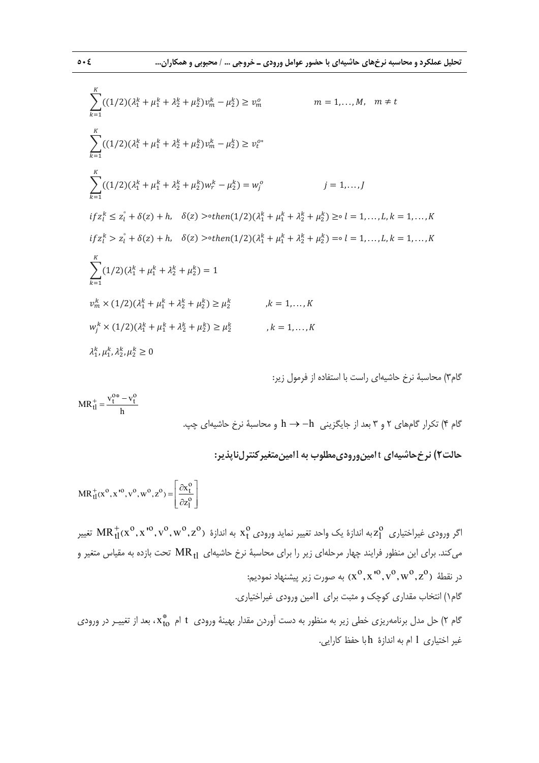$$\sum_{k=1}^{K}((1/2)(\lambda_1^k+\mu_1^k+\lambda_2^k+\mu_2^k)v_m^k-\mu_2^k)\geq v_m^o \qquad m=1,\ldots,M,\quad m\neq t$$

$$\sum_{k=1}^{K}((1/2)(\lambda_1^k+\mu_1^k+\lambda_2^k+\mu_2^k)v_m^k-\mu_2^k)\geq v_t^{o*}$$

$$\sum_{k=1}^{K}((1/2)(\lambda_1^k+\mu_1^k+\lambda_2^k+\mu_2^k)w_r^k-\mu_2^k)= w_j^o \qquad j=1,\ldots,J$$

$$if\, z_l^k \leq z_l^{\circ}+\delta(z)+h,\quad \delta(z)>\circ\, then (1/2)(\lambda_1^k+\mu_1^k+\lambda_2^k+\mu_2^k)\geq\circ \; l=1,\ldots,L, k=1,\ldots,K$$

$$if\, z_l^k > z_l^{\circ}+\delta(z)+h,\quad \delta(z)>\circ\, then (1/2)(\lambda_1^k+\mu_1^k+\lambda_2^k+\mu_2^k)=\circ \; l=1,\ldots,L, k=1,\ldots,K$$

$$\sum_{k=1}^{K}(1/2)(\lambda_1^k+\mu_1^k+\lambda_2^k+\mu_2^k)=1$$

$$v_m^k\times(1/2)(\lambda_1^k+\mu_1^k+\lambda_2^k+\mu_2^k)\geq\mu_2^k \qquad ,k=1,\ldots,K$$

$$w_j^k\times(1/2)(\lambda_1^k+\mu_1^k+\lambda_2^k+\mu_2^k)\geq\mu_2^k \qquad ,k=1,\ldots,K$$

$$\lambda_1^k,\mu_1^k,\lambda_2^k,\mu_2^k\geq 0$$

گام۳) محاسبهٔ نرخ حاشیه‌ای راست با استفاده از فرمول زیر:

$$MR_{tl}^{+}=\frac{v_t^{o*}-v_t^o}{h}$$

گام ۴) تکرار گام‌های ۲ و ۳ بعد از جایگزینی $h\rightarrow -h$ و محاسبهٔ نرخ حاشیه‌ای چپ.

## حالت۲) نرخ‌حاشیه‌ای $t$ امین‌ورودی‌مطلوب به $l$ امین‌متغیرکنترل‌ناپذیر:

$$MR_{tl}^{+}(x^o,x'^o,v^o,w^o,z^o)=\left[\frac{\partial x_t^o}{\partial z_l^o}\right]$$

اگر ورودی غیراختیاری $z_l^o$ به اندازهٔ یک واحد تغییر نماید ورودی $x_t^o$ به اندازهٔ $MR_{tl}^{+}(x^o,x'^o,v^o,w^o,z^o)$ تغییر می‌کند. برای این منظور فرایند چهار مرحله‌ای زیر را برای محاسبهٔ نرخ حاشیه‌ای $MR_{tl}$ تحت بازده به مقیاس متغیر و در نقطهٔ $(x^o,x'^o,v^o,w^o,z^o)$ به صورت زیر پیشنهاد نمودیم:

گام۱) انتخاب مقداری کوچک و مثبت برای $l$امین ورودی غیراختیاری.

گام ۲) حل مدل برنامه‌ریزی خطی زیر به منظور به دست آوردن مقدار بهینهٔ ورودی $t$ ام $x_{to}^{*}$، بعد از تغییـر در ورودی غیر اختیاری $l$ ام به اندازهٔ $h$ با حفظ کارایی.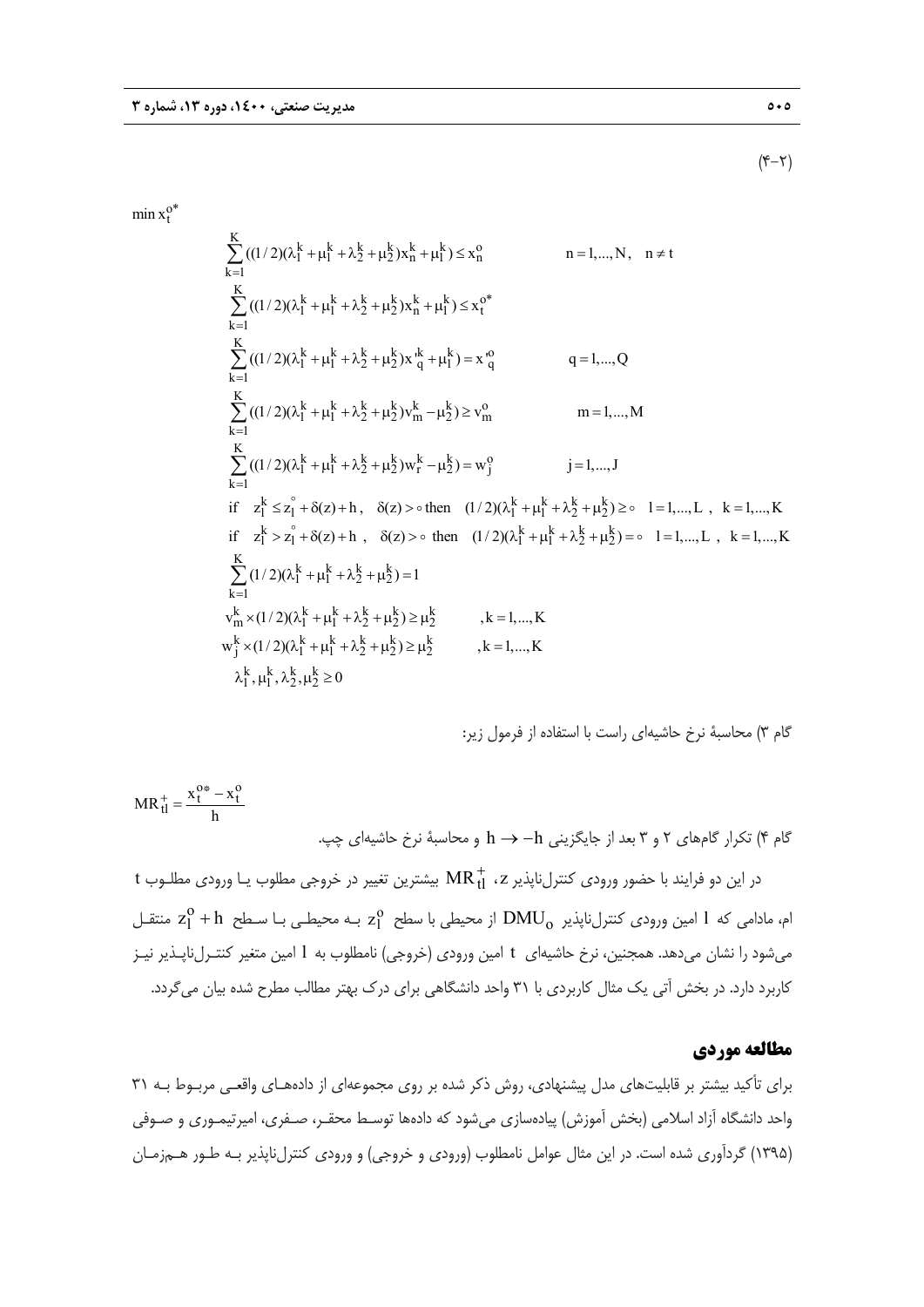(۴-۲)

$$
\begin{aligned}
&\min x_t^{o*} \\
&\sum_{k=1}^{K} ((1/2)(\lambda_1^k+\mu_1^k+\lambda_2^k+\mu_2^k)x_n^k+\mu_1^k) \le x_n^o \qquad n=1,\dots,N,\quad n\ne t \\
&\sum_{k=1}^{K} ((1/2)(\lambda_1^k+\mu_1^k+\lambda_2^k+\mu_2^k)x_n^k+\mu_1^k) \le x_t^{o*} \\
&\sum_{k=1}^{K} ((1/2)(\lambda_1^k+\mu_1^k+\lambda_2^k+\mu_2^k)x'^k_q+\mu_1^k) = x'^o_q \qquad q=1,\dots,Q \\
&\sum_{k=1}^{K} ((1/2)(\lambda_1^k+\mu_1^k+\lambda_2^k+\mu_2^k)v_m^k-\mu_2^k) \ge v_m^o \qquad m=1,\dots,M \\
&\sum_{k=1}^{K} ((1/2)(\lambda_1^k+\mu_1^k+\lambda_2^k+\mu_2^k)w_r^k-\mu_2^k) = w_j^o \qquad j=1,\dots,J \\
&\text{if}\quad z_l^k \le z_l^{\circ}+\delta(z)+h,\quad \delta(z)>\circ\ \text{then}\quad (1/2)(\lambda_1^k+\mu_1^k+\lambda_2^k+\mu_2^k)\ge \circ \quad l=1,\dots,L\ ,\ k=1,\dots,K \\
&\text{if}\quad z_l^k > z_l^{\circ}+\delta(z)+h,\quad \delta(z)>\circ\ \text{then}\quad (1/2)(\lambda_1^k+\mu_1^k+\lambda_2^k+\mu_2^k)= \circ \quad l=1,\dots,L\ ,\ k=1,\dots,K \\
&\sum_{k=1}^{K} (1/2)(\lambda_1^k+\mu_1^k+\lambda_2^k+\mu_2^k)=1 \\
&v_m^k \times (1/2)(\lambda_1^k+\mu_1^k+\lambda_2^k+\mu_2^k)\ge \mu_2^k \qquad ,k=1,\dots,K \\
&w_j^k \times (1/2)(\lambda_1^k+\mu_1^k+\lambda_2^k+\mu_2^k)\ge \mu_2^k \qquad ,k=1,\dots,K \\
&\lambda_1^k,\mu_1^k,\lambda_2^k,\mu_2^k \ge 0
\end{aligned}
$$

گام ۳) محاسبهٔ نرخ حاشیه‌ای راست با استفاده از فرمول زیر:

$$MR_{tl}^{+}=\frac{x_t^{o*}-x_t^{o}}{h}$$

گام ۴) تکرار گام‌های ۲ و ۳ بعد از جایگزینی $h \to -h$ و محاسبهٔ نرخ حاشیه‌ای چپ.

در این دو فرایند با حضور ورودی کنترل‌ناپذیر z، $MR_{tl}^{+}$ بیشترین تغییر در خروجی مطلوب یـا ورودی مطلـوب t ام، مادامی که l امین ورودی کنترل‌ناپذیر $DMU_o$ از محیطی با سطح $z_l^o$ بـه محیطـی بـا سـطح $z_l^o+h$ منتقـل می‌شود را نشان می‌دهد. همچنین، نرخ حاشیه‌ای t امین ورودی (خروجی) نامطلوب به l امین متغیر کنتـرل‌ناپـذیر نیـز کاربرد دارد. در بخش آتی یک مثال کاربردی با ۳۱ واحد دانشگاهی برای درک بهتر مطالب مطرح شده بیان می‌گردد.

## مطالعهٔ موردی

برای تأکید بیشتر بر قابلیت‌های مدل پیشنهادی، روش ذکر شده بر روی مجموعه‌ای از داده‌هـای واقعـی مربـوط بـه ۳۱ واحد دانشگاه آزاد اسلامی (بخش آموزش) پیاده‌سازی می‌شود که داده‌ها توسـط محقـر، صـفری، امیرتیمـوری و صـوفی (۱۳۹۵) گردآوری شده است. در این مثال عوامل نامطلوب (ورودی و خروجی) و ورودی کنترل‌ناپذیر بـه طـور هـم‌زمـان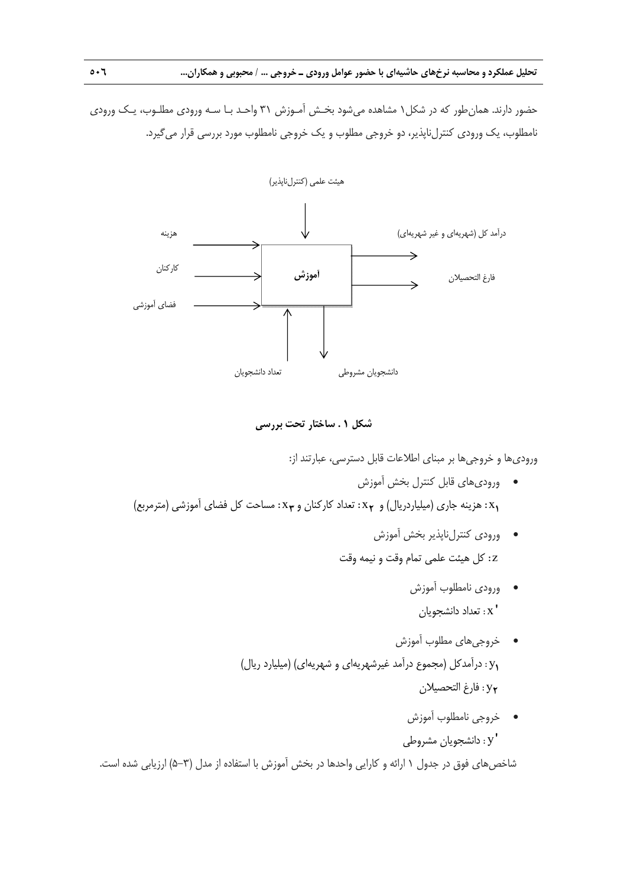حضور دارند. همان‌طور که در شکل۱ مشاهده می‌شود بخش آموزش ۳۱ واحد با سه ورودی مطلوب، یک ورودی نامطلوب، یک ورودی کنترل‌ناپذیر، دو خروجی مطلوب و یک خروجی نامطلوب مورد بررسی قرار می‌گیرد.

هیئت علمی (کنترل‌ناپذیر)

هزینه

کارکنان

فضای آموزشی

آموزش

درآمد کل (شهریه‌ای و غیر شهریه‌ای)

فارغ التحصیلان

تعداد دانشجویان

دانشجویان مشروطی

**شکل ۱ . ساختار تحت بررسی**

ورودی‌ها و خروجی‌ها بر مبنای اطلاعات قابل دسترسی، عبارتند از:

- ورودی‌های قابل کنترل بخش آموزش

$x_1$: هزینه جاری (میلیاردریال) و $x_2$: تعداد کارکنان و $x_3$: مساحت کل فضای آموزشی (مترمربع)

- ورودی کنترل‌ناپذیر بخش آموزش

$z$: کل هیئت علمی تمام وقت و نیمه وقت

- ورودی نامطلوب آموزش

$x'$: تعداد دانشجویان

- خروجی‌های مطلوب آموزش

$y_1$: درآمدکل (مجموع درآمد غیرشهریه‌ای و شهریه‌ای) (میلیارد ریال)

$y_2$: فارغ التحصیلان

- خروجی نامطلوب آموزش

$y'$: دانشجویان مشروطی

شاخص‌های فوق در جدول ۱ ارائه و کارایی واحدها در بخش آموزش با استفاده از مدل (۳-۵) ارزیابی شده است.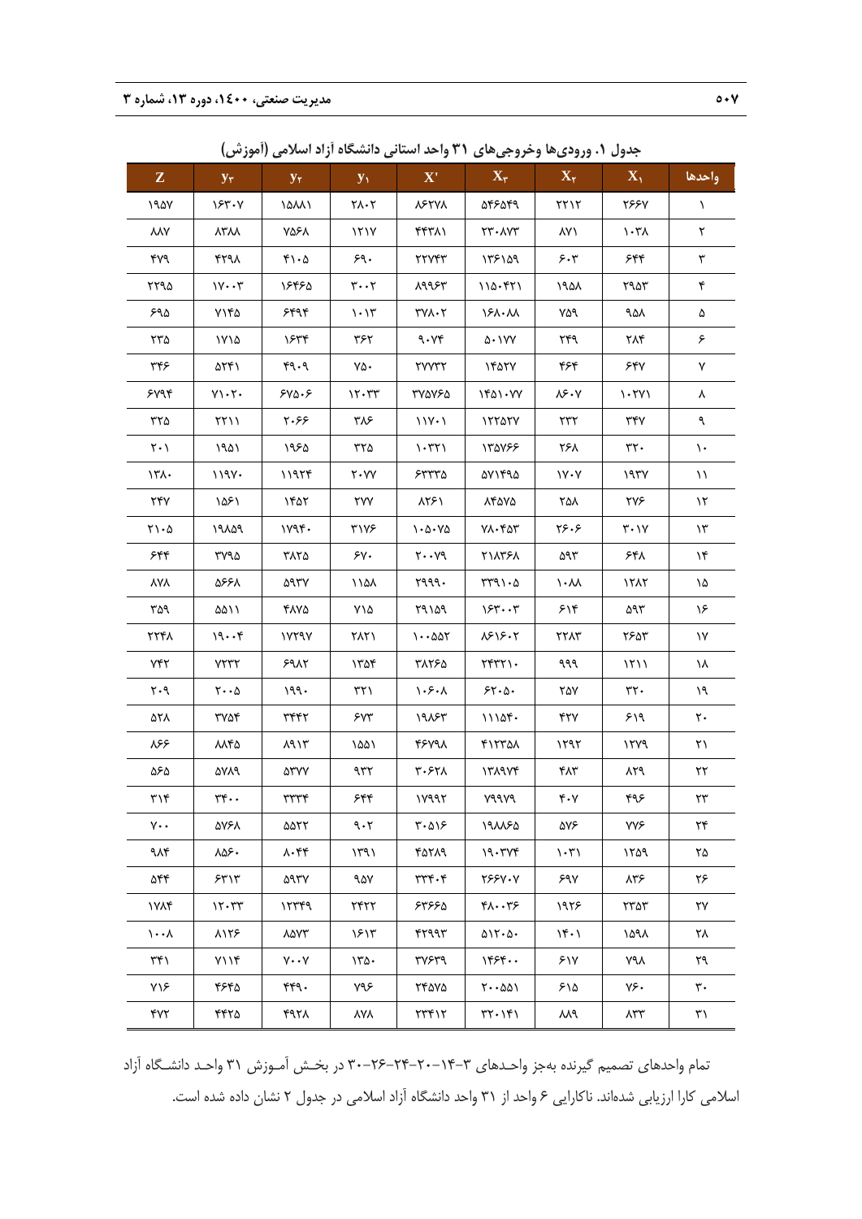**جدول ۱. ورودی‌ها وخروجی‌های ۳۱ واحد استانی دانشگاه آزاد اسلامی (آموزش)**

| واحدها | $X_1$ | $X_2$ | $X_3$ | $X'$ | $y_1$ | $y_2$ | $y_3$ | Z |
|---|---|---|---|---|---|---|---|---|
| ۱ | ۲۶۶۷ | ۲۲۱۲ | ۵۴۶۵۴۹ | ۸۶۲۷۸ | ۲۸۰۲ | ۱۵۸۸۱ | ۱۶۳۰۷ | ۱۹۵۷ |
| ۲ | ۱۰۳۸ | ۸۷۱ | ۲۳۰۸۷۳ | ۴۴۳۸۱ | ۱۲۱۷ | ۷۵۶۸ | ۸۳۸۸ | ۸۸۷ |
| ۳ | ۶۴۴ | ۶۰۳ | ۱۳۶۱۵۹ | ۲۲۷۴۳ | ۶۹۰ | ۴۱۰۵ | ۴۲۹۸ | ۴۷۹ |
| ۴ | ۲۹۵۳ | ۱۹۵۸ | ۱۱۵۰۴۲۱ | ۸۹۹۶۳ | ۳۰۰۲ | ۱۶۴۶۵ | ۱۷۰۰۳ | ۲۲۹۵ |
| ۵ | ۹۵۸ | ۷۵۹ | ۱۶۸۰۸۸ | ۳۷۸۰۲ | ۱۰۱۳ | ۶۴۹۴ | ۷۱۴۵ | ۶۹۵ |
| ۶ | ۲۸۴ | ۲۴۹ | ۵۰۱۷۷ | ۹۰۷۴ | ۳۶۲ | ۱۶۳۴ | ۱۷۱۵ | ۲۳۵ |
| ۷ | ۶۴۷ | ۴۶۴ | ۱۴۵۲۷ | ۲۷۷۳۲ | ۷۵۰ | ۴۹۰۹ | ۵۲۴۱ | ۳۴۶ |
| ۸ | ۱۰۲۷۱ | ۸۶۰۷ | ۱۴۵۱۰۷۷ | ۳۷۵۷۶۵ | ۱۲۰۳۳ | ۶۷۵۰۶ | ۷۱۰۲۰ | ۶۷۹۴ |
| ۹ | ۳۴۷ | ۲۳۲ | ۱۲۲۵۲۷ | ۱۱۷۰۱ | ۳۸۶ | ۲۰۶۶ | ۲۲۱۱ | ۳۲۵ |
| ۱۰ | ۳۲۰ | ۲۶۸ | ۱۳۵۷۶۶ | ۱۰۳۲۱ | ۳۲۵ | ۱۹۶۵ | ۱۹۵۱ | ۲۰۱ |
| ۱۱ | ۱۹۳۷ | ۱۷۰۷ | ۵۷۱۴۹۵ | ۶۳۳۳۵ | ۲۰۷۷ | ۱۱۹۲۴ | ۱۱۹۷۰ | ۱۳۸۰ |
| ۱۲ | ۲۷۶ | ۲۵۸ | ۸۴۵۷۵ | ۸۲۶۱ | ۲۷۷ | ۱۴۵۲ | ۱۵۶۱ | ۲۴۷ |
| ۱۳ | ۳۰۱۷ | ۲۶۰۶ | ۷۸۰۴۵۳ | ۱۰۵۰۷۵ | ۳۱۷۶ | ۱۷۹۴۰ | ۱۹۸۵۹ | ۲۱۰۵ |
| ۱۴ | ۶۴۸ | ۵۹۳ | ۲۱۸۳۶۸ | ۲۰۰۷۹ | ۶۷۰ | ۳۸۲۵ | ۳۷۹۵ | ۶۴۴ |
| ۱۵ | ۱۲۸۲ | ۱۰۸۸ | ۳۳۹۱۰۵ | ۲۹۹۹۰ | ۱۱۵۸ | ۵۹۳۷ | ۵۶۶۸ | ۸۷۸ |
| ۱۶ | ۵۹۳ | ۶۱۴ | ۱۶۳۰۰۳ | ۲۹۱۵۹ | ۷۱۵ | ۴۸۷۵ | ۵۵۱۱ | ۳۵۹ |
| ۱۷ | ۲۶۵۳ | ۲۲۸۳ | ۸۶۱۶۰۲ | ۱۰۰۵۵۲ | ۲۸۲۱ | ۱۷۲۹۷ | ۱۹۰۰۴ | ۲۲۴۸ |
| ۱۸ | ۱۲۱۱ | ۹۹۹ | ۲۴۳۲۱۰ | ۳۸۲۶۵ | ۱۳۵۴ | ۶۹۸۲ | ۷۲۳۲ | ۷۴۲ |
| ۱۹ | ۳۲۰ | ۲۵۷ | ۶۲۰۵۰ | ۱۰۶۰۸ | ۳۲۱ | ۱۹۹۰ | ۲۰۰۵ | ۲۰۹ |
| ۲۰ | ۶۱۹ | ۴۲۷ | ۱۱۱۵۴۰ | ۱۹۸۶۳ | ۶۷۳ | ۳۴۴۲ | ۳۷۵۴ | ۵۲۸ |
| ۲۱ | ۱۲۷۹ | ۱۲۹۲ | ۴۱۲۳۵۸ | ۴۶۷۹۸ | ۱۵۵۱ | ۸۹۱۳ | ۸۸۴۵ | ۸۶۶ |
| ۲۲ | ۸۲۹ | ۴۸۳ | ۱۳۸۹۷۴ | ۳۰۶۲۸ | ۹۳۲ | ۵۳۷۷ | ۵۷۸۹ | ۵۶۵ |
| ۲۳ | ۴۹۶ | ۴۰۷ | ۷۹۹۷۹ | ۱۷۹۹۲ | ۶۴۴ | ۳۳۳۴ | ۳۴۰۰ | ۳۱۴ |
| ۲۴ | ۷۷۶ | ۵۷۶ | ۱۹۸۸۶۵ | ۳۰۵۱۶ | ۹۰۲ | ۵۵۲۲ | ۵۷۶۸ | ۷۰۰ |
| ۲۵ | ۱۲۵۹ | ۱۰۳۱ | ۱۹۰۳۷۴ | ۴۵۲۸۹ | ۱۳۹۱ | ۸۰۴۴ | ۸۵۶۰ | ۹۸۴ |
| ۲۶ | ۸۳۶ | ۶۹۷ | ۲۶۶۷۰۷ | ۳۳۴۰۴ | ۹۵۷ | ۵۹۳۷ | ۶۳۱۳ | ۵۴۴ |
| ۲۷ | ۲۳۵۳ | ۱۹۲۶ | ۴۸۰۰۳۶ | ۶۳۶۶۵ | ۲۴۲۲ | ۱۲۳۴۹ | ۱۲۰۳۳ | ۱۷۸۴ |
| ۲۸ | ۱۵۹۸ | ۱۴۰۱ | ۵۱۲۰۵۰ | ۴۲۹۹۳ | ۱۶۱۳ | ۸۵۷۳ | ۸۱۲۶ | ۱۰۰۸ |
| ۲۹ | ۷۹۸ | ۶۱۷ | ۱۴۶۴۰۰ | ۳۷۶۳۹ | ۱۳۵۰ | ۷۰۰۷ | ۷۱۱۴ | ۳۴۱ |
| ۳۰ | ۷۶۰ | ۶۱۵ | ۲۰۰۵۵۱ | ۲۴۵۷۵ | ۷۹۶ | ۴۴۹۰ | ۴۶۴۵ | ۷۱۶ |
| ۳۱ | ۸۳۳ | ۸۸۹ | ۳۲۰۱۴۱ | ۲۳۴۱۲ | ۸۷۸ | ۴۹۲۸ | ۴۴۲۵ | ۴۷۲ |

تمام واحدهای تصمیم گیرنده به‌جز واحدهای ۳-۱۴-۲۰-۲۴-۲۶-۳۰ در بخش آموزش ۳۱ واحد دانشگاه آزاد اسلامی کارا ارزیابی شده‌اند. ناکارایی ۶ واحد از ۳۱ واحد دانشگاه آزاد اسلامی در جدول ۲ نشان داده شده است.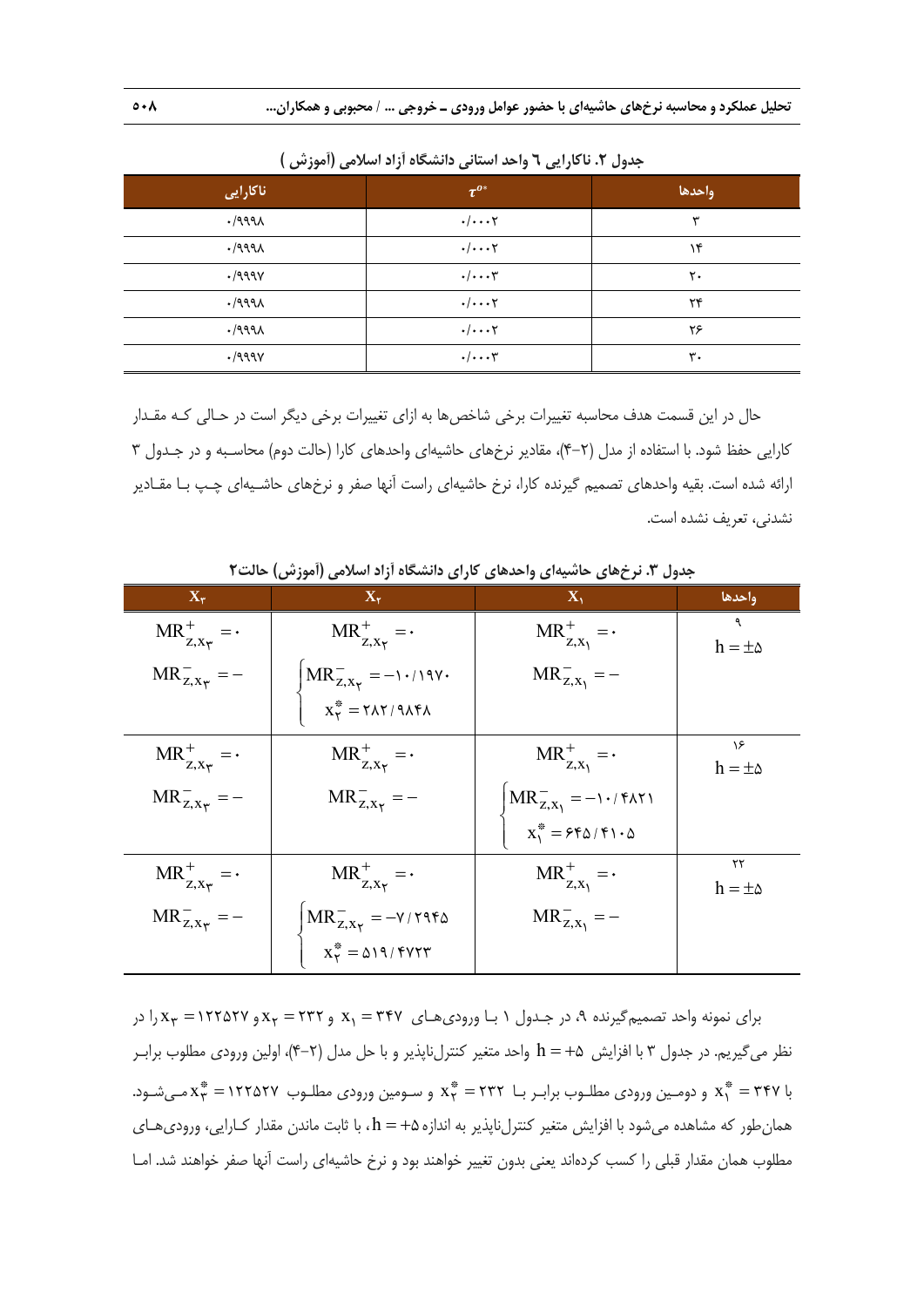**جدول ۲. ناکارایی ٦ واحد استانی دانشگاه آزاد اسلامی (آموزش )**

| واحدها | $\tau^{o*}$ | ناکارایی |
|---|---|---|
| ۳ | ۰/۰۰۰۲ | ۰/۹۹۹۸ |
| ۱۴ | ۰/۰۰۰۲ | ۰/۹۹۹۸ |
| ۲۰ | ۰/۰۰۰۳ | ۰/۹۹۹۷ |
| ۲۴ | ۰/۰۰۰۲ | ۰/۹۹۹۸ |
| ۲۶ | ۰/۰۰۰۲ | ۰/۹۹۹۸ |
| ۳۰ | ۰/۰۰۰۳ | ۰/۹۹۹۷ |

حال در این قسمت هدف محاسبه تغییرات برخی شاخص‌ها به ازای تغییرات برخی دیگر است در حـالی کـه مقـدار کارایی حفظ شود. با استفاده از مدل (۲-۴)، مقادیر نرخ‌های حاشیه‌ای واحدهای کارا (حالت دوم) محاسـبه و در جـدول ۳ ارائه شده است. بقیه واحدهای تصمیم گیرنده کارا، نرخ حاشیه‌ای راست آنها صفر و نرخ‌های حاشـیه‌ای چـپ بـا مقـادیر نشدنی، تعریف نشده است.

**جدول ۳. نرخ‌های حاشیه‌ای واحدهای کارای دانشگاه آزاد اسلامی (آموزش) حالت۲**

| واحدها | $X_1$ | $X_2$ | $X_3$ |
|---|---|---|---|
| ۹ $h=\pm ۵$ | $MR^{+}_{z,x_1}=۰$ <br> $MR^{-}_{z,x_1}=-$ | $MR^{+}_{z,x_2}=۰$ <br> $MR^{-}_{z,x_2}=-۱۰/۱۹۷۰$ <br> $x^{*}_{2}=۲۸۲/۹۸۴۸$ | $MR^{+}_{z,x_3}=۰$ <br> $MR^{-}_{z,x_3}=-$ |
| ۱۶ $h=\pm ۵$ | $MR^{+}_{z,x_1}=۰$ <br> $MR^{-}_{z,x_1}=-۱۰/۴۸۲۱$ <br> $x^{*}_{1}=۶۴۵/۴۱۰۵$ | $MR^{+}_{z,x_2}=۰$ <br> $MR^{-}_{z,x_2}=-$ | $MR^{+}_{z,x_3}=۰$ <br> $MR^{-}_{z,x_3}=-$ |
| ۲۲ $h=\pm ۵$ | $MR^{+}_{z,x_1}=۰$ <br> $MR^{-}_{z,x_1}=-$ | $MR^{+}_{z,x_2}=۰$ <br> $MR^{-}_{z,x_2}=-۷/۲۹۴۵$ <br> $x^{*}_{2}=۵۱۹/۴۷۲۳$ | $MR^{+}_{z,x_3}=۰$ <br> $MR^{-}_{z,x_3}=-$ |

برای نمونه واحد تصمیم‌گیرنده ۹، در جـدول ۱ بـا ورودی‌هـای $x_1=۳۴۷$ و $x_2=۲۳۲$ و $x_3=۱۲۲۵۲۷$ را در نظر می‌گیریم. در جدول ۳ با افزایش $h=+۵$ واحد متغیر کنترل‌ناپذیر و با حل مدل (۲-۴)، اولین ورودی مطلوب برابـر با $x^{*}_{1}=۳۴۷$ و دومـین ورودی مطلـوب برابـر بـا $x^{*}_{2}=۲۳۲$ و سـومین ورودی مطلـوب $x^{*}_{3}=۱۲۲۵۲۷$ مـی‌شـود. همان‌طور که مشاهده می‌شود با افزایش متغیر کنترل‌ناپذیر به اندازه $h=+۵$، با ثابت ماندن مقدار کـارایی، ورودی‌هـای مطلوب همان مقدار قبلی را کسب کرده‌اند یعنی بدون تغییر خواهند بود و نرخ حاشیه‌ای راست آنها صفر خواهند شد. امـا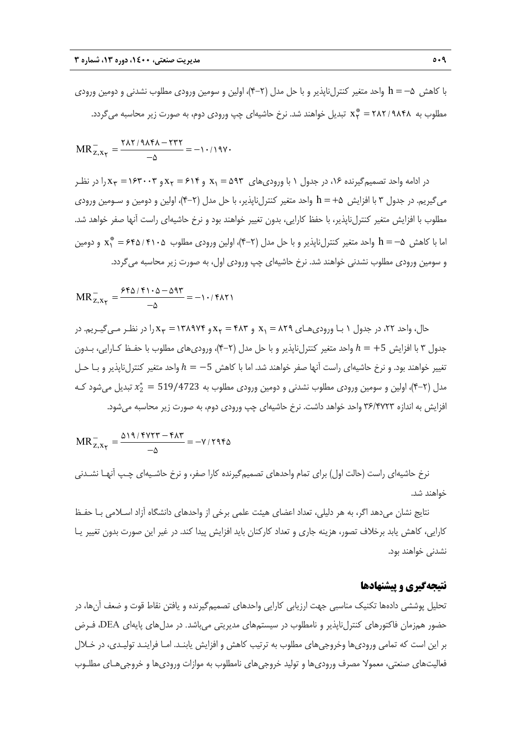با کاهش $h = -5$ واحد متغیر کنترل‌ناپذیر و با حل مدل (۲-۴)، اولین و سومین ورودی مطلوب نشدنی و دومین ورودی مطلوب به $x_2^* = 282/9848$ تبدیل خواهند شد. نرخ حاشیه‌ای چپ ورودی دوم، به صورت زیر محاسبه می‌گردد.

$$MR^{-}_{z,x_2} = \frac{282/9848 - 232}{-5} = -10/1970$$

در ادامه واحد تصمیم‌گیرنده ۱۶، در جدول ۱ با ورودی‌های $x_1 = 593$ و $x_2 = 614$ و $x_3 = 163003$ را در نظر می‌گیریم. در جدول ۳ با افزایش $h = +5$ واحد متغیر کنترل‌ناپذیر، با حل مدل (۲-۴)، اولین و دومین و سومین ورودی مطلوب با افزایش متغیر کنترل‌ناپذیر، با حفظ کارایی، بدون تغییر خواهند بود و نرخ حاشیه‌ای راست آنها صفر خواهد شد. اما با کاهش $h = -5$ واحد متغیر کنترل‌ناپذیر و با حل مدل (۲-۴)، اولین ورودی مطلوب $x_1^* = 645/4105$ و دومین و سومین ورودی مطلوب نشدنی خواهند شد. نرخ حاشیه‌ای چپ ورودی اول، به صورت زیر محاسبه می‌گردد.

$$MR^{-}_{z,x_2} = \frac{645/4105 - 593}{-5} = -10/4821$$

حال، واحد ۲۲، در جدول ۱ با ورودی‌های $x_1 = 829$ و $x_2 = 483$ و $x_3 = 138974$ را در نظر می‌گیریم. در جدول ۳ با افزایش $h = +5$ واحد متغیر کنترل‌ناپذیر و با حل مدل (۲-۴)، ورودی‌های مطلوب با حفظ کارایی، بدون تغییر خواهند بود. و نرخ حاشیه‌ای راست آنها صفر خواهند شد. اما با کاهش $h = -5$ واحد متغیر کنترل‌ناپذیر و با حل مدل (۲-۴)، اولین و سومین ورودی مطلوب نشدنی و دومین ورودی مطلوب به $x_2^* = 519/4723$ تبدیل می‌شود که افزایش به اندازه ۳۶/۴۷۲۳ واحد خواهد داشت. نرخ حاشیه‌ای چپ ورودی دوم، به صورت زیر محاسبه می‌شود.

$$MR^{-}_{z,x_2} = \frac{519/4723 - 483}{-5} = -7/2945$$

نرخ حاشیه‌ای راست (حالت اول) برای تمام واحدهای تصمیم‌گیرنده کارا صفر، و نرخ حاشیه‌ای چپ آنها نشدنی خواهند شد.

نتایج نشان می‌دهد اگر، به هر دلیلی، تعداد اعضای هیئت علمی برخی از واحدهای دانشگاه آزاد اسلامی با حفظ کارایی، کاهش یابد برخلاف تصور، هزینه جاری و تعداد کارکنان باید افزایش پیدا کند. در غیر این صورت بدون تغییر یا نشدنی خواهند بود.

## نتیجه‌گیری و پیشنهادها

تحلیل پوششی داده‌ها تکنیک مناسبی جهت ارزیابی کارایی واحدهای تصمیم‌گیرنده و یافتن نقاط قوت و ضعف آن‌ها، در حضور هم‌زمان فاکتورهای کنترل‌ناپذیر و نامطلوب در سیستم‌های مدیریتی می‌باشد. در مدل‌های پایه‌ای DEA، فرض بر این است که تمامی ورودی‌ها وخروجی‌های مطلوب به ترتیب کاهش و افزایش یابند. اما فرایند تولیدی، در خلال فعالیت‌های صنعتی، معمولا مصرف ورودی‌ها و تولید خروجی‌های نامطلوب به موازات ورودی‌ها و خروجی‌های مطلوب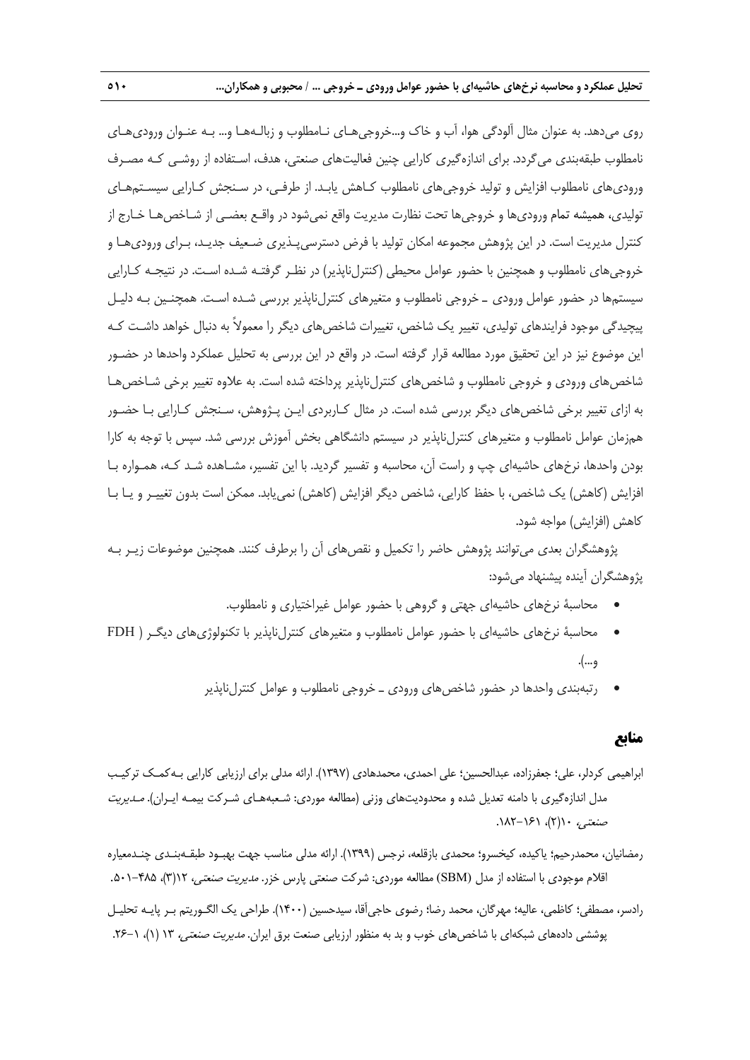روی می‌دهد. به عنوان مثال آلودگی هوا، آب و خاک و...خروجی‌های نـامطلوب و زبالـه‌هـا و... بـه عنـوان ورودی‌هـای نامطلوب طبقه‌بندی می‌گردد. برای اندازه‌گیری کارایی چنین فعالیت‌های صنعتی، هدف، اسـتفاده از روشـی کـه مصـرف ورودی‌های نامطلوب افزایش و تولید خروجی‌های نامطلوب کـاهش یابـد. از طرفـی، در سـنجش کـارایی سیسـتم‌هـای تولیدی، همیشه تمام ورودی‌ها و خروجی‌ها تحت نظارت مدیریت واقع نمی‌شود در واقـع بعضـی از شـاخص‌هـا خـارج از کنترل مدیریت است. در این پژوهش مجموعه امکان تولید با فرض دسترسی‌پـذیری ضـعیف جدیـد، بـرای ورودی‌هـا و خروجی‌های نامطلوب و همچنین با حضور عوامل محیطی (کنترل‌ناپذیر) در نظـر گرفتـه شـده اسـت. در نتیجـه کـارایی سیستم‌ها در حضور عوامل ورودی ـ خروجی نامطلوب و متغیرهای کنترل‌ناپذیر بررسی شـده اسـت. همچنـین بـه دلیـل پیچیدگی موجود فرایندهای تولیدی، تغییر یک شاخص، تغییرات شاخص‌های دیگر را معمولاً به دنبال خواهد داشـت کـه این موضوع نیز در این تحقیق مورد مطالعه قرار گرفته است. در واقع در این بررسی به تحلیل عملکرد واحدها در حضـور شاخص‌های ورودی و خروجی نامطلوب و شاخص‌های کنترل‌ناپذیر پرداخته شده است. به علاوه تغییر برخی شـاخص‌هـا به ازای تغییر برخی شاخص‌های دیگر بررسی شده است. در مثال کـاربردی ایـن پـژوهش، سـنجش کـارایی بـا حضـور هم‌زمان عوامل نامطلوب و متغیرهای کنترل‌ناپذیر در سیستم دانشگاهی بخش آموزش بررسی شد. سپس با توجه به کارا بودن واحدها، نرخ‌های حاشیه‌ای چپ و راست آن، محاسبه و تفسیر گردید. با این تفسیر، مشـاهده شـد کـه، همـواره بـا افزایش (کاهش) یک شاخص، با حفظ کارایی، شاخص دیگر افزایش (کاهش) نمی‌یابد. ممکن است بدون تغییـر و یـا بـا کاهش (افزایش) مواجه شود.

پژوهشگران بعدی می‌توانند پژوهش حاضر را تکمیل و نقص‌های آن را برطرف کنند. همچنین موضوعات زیـر بـه پژوهشگران آینده پیشنهاد می‌شود:

- محاسبهٔ نرخ‌های حاشیه‌ای جهتی و گروهی با حضور عوامل غیراختیاری و نامطلوب.
- محاسبهٔ نرخ‌های حاشیه‌ای با حضور عوامل نامطلوب و متغیرهای کنترل‌ناپذیر با تکنولوژی‌های دیگـر ( FDH و...).
- رتبه‌بندی واحدها در حضور شاخص‌های ورودی ـ خروجی نامطلوب و عوامل کنترل‌ناپذیر

## منابع

ابراهیمی کردلر، علی؛ جعفرزاده، عبدالحسین؛ علی احمدی، محمدهادی (۱۳۹۷). ارائه مدلی برای ارزیابی کارایی بـه‌کمـک ترکیـب مدل اندازه‌گیری با دامنه تعدیل شده و محدودیت‌های وزنی (مطالعه موردی: شـعبه‌هـای شـرکت بیمـه ایـران). *مـدیریت صنعتی*، ۱۰(۲)، ۱۶۱–۱۸۲.

رمضانیان، محمدرحیم؛ یاکیده، کیخسرو؛ محمدی بازقلعه، نرجس (۱۳۹۹). ارائه مدلی مناسب جهت بهبـود طبقـه‌بنـدی چنـدمعیاره اقلام موجودی با استفاده از مدل (SBM) مطالعه موردی: شرکت صنعتی پارس خزر. *مدیریت صنعتی*، ۱۲(۳)، ۴۸۵–۵۰۱.

رادسر، مصطفی؛ کاظمی، عالیه؛ مهرگان، محمد رضا؛ رضوی حاجی‌آقا، سیدحسین (۱۴۰۰). طراحی یک الگـوریتم بـر پایـه تحلیـل پوششی داده‌های شبکه‌ای با شاخص‌های خوب و بد به منظور ارزیابی صنعت برق ایران. *مدیریت صنعتی*، ۱۳ (۱)، ۱–۲۶.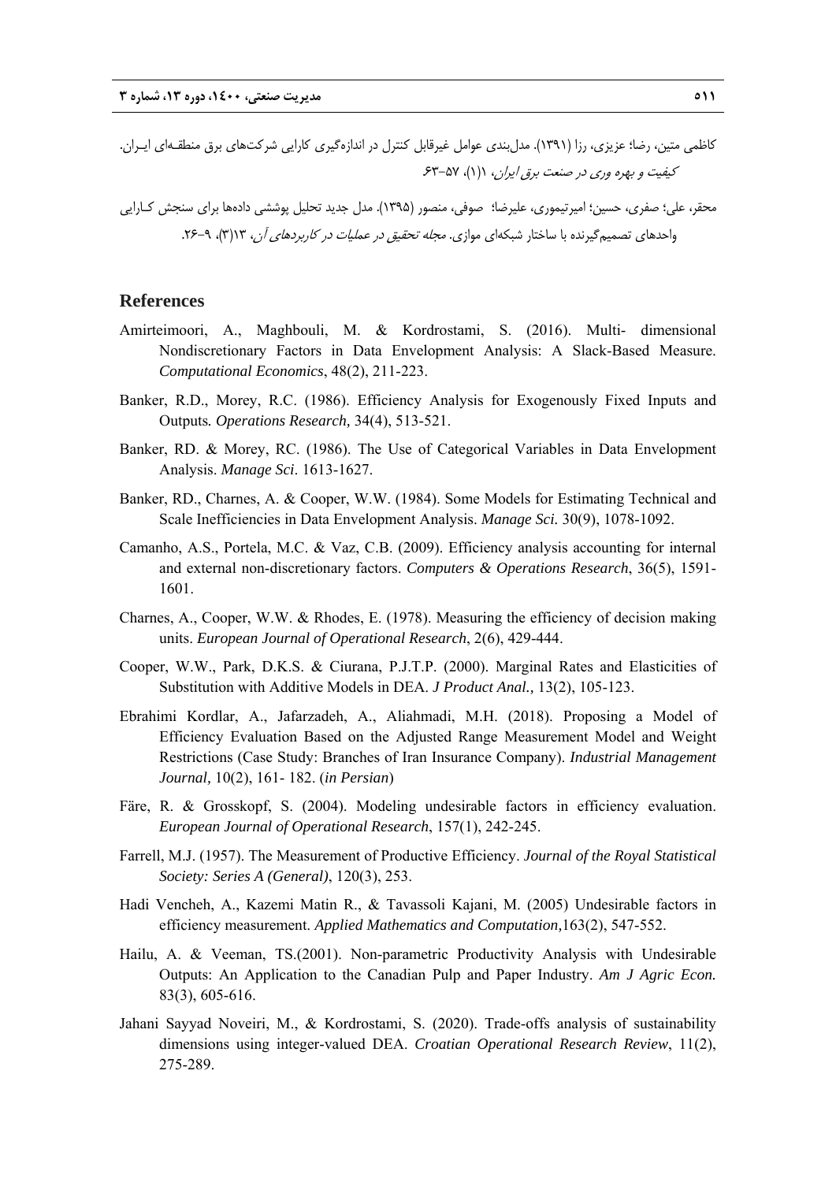کاظمی متین، رضا؛ عزیزی، رزا (۱۳۹۱). مدل‌بندی عوامل غیرقابل کنترل در اندازه‌گیری کارایی شرکت‌های برق منطقه‌ای ایران. *کیفیت و بهره وری در صنعت برق ایران*، ۱(۱)، ۵۷-۶۳.

محقر، علی؛ صفری، حسین؛ امیرتیموری، علیرضا؛ صوفی، منصور (۱۳۹۵). مدل جدید تحلیل پوششی داده‌ها برای سنجش کارایی واحدهای تصمیم‌گیرنده با ساختار شبکه‌ای موازی. *مجله تحقیق در عملیات در کاربردهای آن*، ۱۳(۳)، ۹-۲۶.

## References

Amirteimoori, A., Maghbouli, M. & Kordrostami, S. (2016). Multi- dimensional Nondiscretionary Factors in Data Envelopment Analysis: A Slack-Based Measure. *Computational Economics*, 48(2), 211-223.

Banker, R.D., Morey, R.C. (1986). Efficiency Analysis for Exogenously Fixed Inputs and Outputs*. Operations Research,* 34(4), 513-521.

Banker, RD. & Morey, RC. (1986). The Use of Categorical Variables in Data Envelopment Analysis. *Manage Sci*. 1613-1627.

Banker, RD., Charnes, A. & Cooper, W.W. (1984). Some Models for Estimating Technical and Scale Inefficiencies in Data Envelopment Analysis. *Manage Sci.* 30(9), 1078-1092.

Camanho, A.S., Portela, M.C. & Vaz, C.B. (2009). Efficiency analysis accounting for internal and external non-discretionary factors. *Computers & Operations Research*, 36(5), 1591-1601.

Charnes, A., Cooper, W.W. & Rhodes, E. (1978). Measuring the efficiency of decision making units. *European Journal of Operational Research*, 2(6), 429-444.

Cooper, W.W., Park, D.K.S. & Ciurana, P.J.T.P. (2000). Marginal Rates and Elasticities of Substitution with Additive Models in DEA. *J Product Anal.,* 13(2), 105-123.

Ebrahimi Kordlar, A., Jafarzadeh, A., Aliahmadi, M.H. (2018). Proposing a Model of Efficiency Evaluation Based on the Adjusted Range Measurement Model and Weight Restrictions (Case Study: Branches of Iran Insurance Company). *Industrial Management Journal,* 10(2), 161- 182. (*in Persian*)

Färe, R. & Grosskopf, S. (2004). Modeling undesirable factors in efficiency evaluation. *European Journal of Operational Research*, 157(1), 242-245.

Farrell, M.J. (1957). The Measurement of Productive Efficiency. *Journal of the Royal Statistical Society: Series A (General)*, 120(3), 253.

Hadi Vencheh, A., Kazemi Matin R., & Tavassoli Kajani, M. (2005) Undesirable factors in efficiency measurement. *Applied Mathematics and Computation,*163(2), 547-552.

Hailu, A. & Veeman, TS.(2001). Non-parametric Productivity Analysis with Undesirable Outputs: An Application to the Canadian Pulp and Paper Industry. *Am J Agric Econ.* 83(3), 605-616.

Jahani Sayyad Noveiri, M., & Kordrostami, S. (2020). Trade-offs analysis of sustainability dimensions using integer-valued DEA. *Croatian Operational Research Review*, 11(2), 275-289.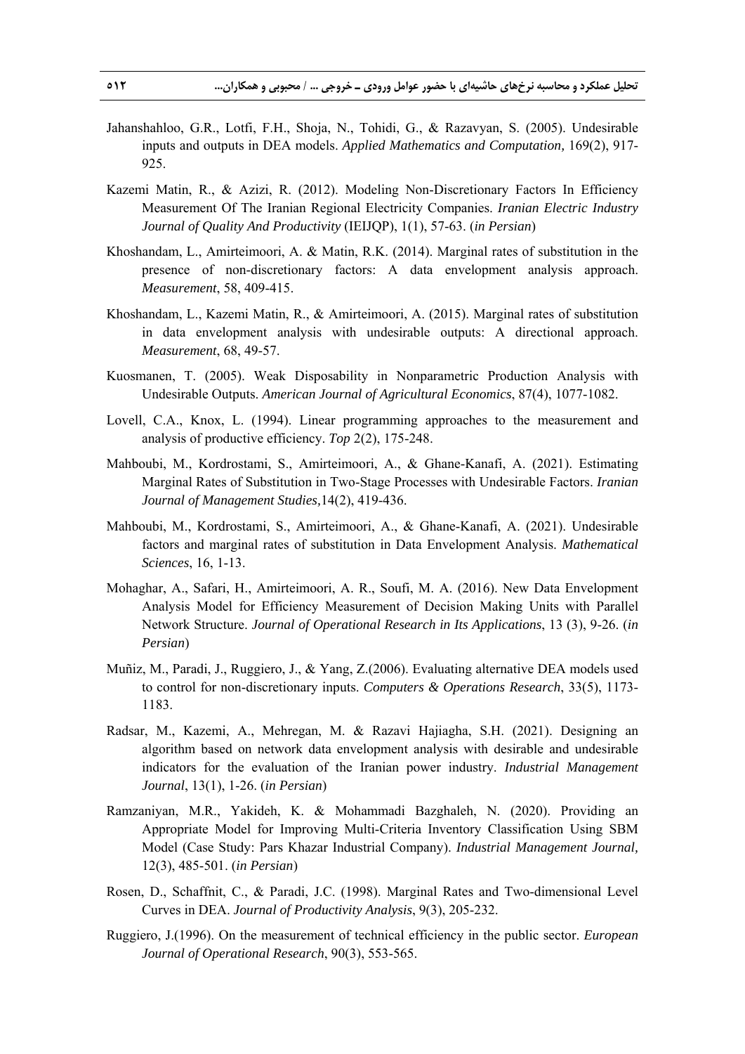Jahanshahloo, G.R., Lotfi, F.H., Shoja, N., Tohidi, G., & Razavyan, S. (2005). Undesirable inputs and outputs in DEA models. *Applied Mathematics and Computation,* 169(2), 917-925.

Kazemi Matin, R., & Azizi, R. (2012). Modeling Non-Discretionary Factors In Efficiency Measurement Of The Iranian Regional Electricity Companies. *Iranian Electric Industry Journal of Quality And Productivity* (IEIJQP), 1(1), 57-63. (*in Persian*)

Khoshandam, L., Amirteimoori, A. & Matin, R.K. (2014). Marginal rates of substitution in the presence of non-discretionary factors: A data envelopment analysis approach. *Measurement*, 58, 409-415.

Khoshandam, L., Kazemi Matin, R., & Amirteimoori, A. (2015). Marginal rates of substitution in data envelopment analysis with undesirable outputs: A directional approach. *Measurement*, 68, 49-57.

Kuosmanen, T. (2005). Weak Disposability in Nonparametric Production Analysis with Undesirable Outputs. *American Journal of Agricultural Economics*, 87(4), 1077-1082.

Lovell, C.A., Knox, L. (1994). Linear programming approaches to the measurement and analysis of productive efficiency. *Top* 2(2), 175-248.

Mahboubi, M., Kordrostami, S., Amirteimoori, A., & Ghane-Kanafi, A. (2021). Estimating Marginal Rates of Substitution in Two-Stage Processes with Undesirable Factors. *Iranian Journal of Management Studies,*14(2), 419-436.

Mahboubi, M., Kordrostami, S., Amirteimoori, A., Ghane-Kanafi, A. (2021). Undesirable factors and marginal rates of substitution in Data Envelopment Analysis. *Mathematical Sciences*, 16, 1-13.

Mohaghar, A., Safari, H., Amirteimoori, A. R., Soufi, M. A. (2016). New Data Envelopment Analysis Model for Efficiency Measurement of Decision Making Units with Parallel Network Structure. *Journal of Operational Research in Its Applications*, 13 (3), 9-26. (*in Persian*)

Muñiz, M., Paradi, J., Ruggiero, J., & Yang, Z.(2006). Evaluating alternative DEA models used to control for non-discretionary inputs. *Computers & Operations Research*, 33(5), 1173-1183.

Radsar, M., Kazemi, A., Mehregan, M. & Razavi Hajiagha, S.H. (2021). Designing an algorithm based on network data envelopment analysis with desirable and undesirable indicators for the evaluation of the Iranian power industry. *Industrial Management Journal*, 13(1), 1-26. (*in Persian*)

Ramzaniyan, M.R., Yakideh, K. & Mohammadi Bazghaleh, N. (2020). Providing an Appropriate Model for Improving Multi-Criteria Inventory Classification Using SBM Model (Case Study: Pars Khazar Industrial Company). *Industrial Management Journal,* 12(3), 485-501. (*in Persian*)

Rosen, D., Schaffnit, C., & Paradi, J.C. (1998). Marginal Rates and Two-dimensional Level Curves in DEA. *Journal of Productivity Analysis*, 9(3), 205-232.

Ruggiero, J.(1996). On the measurement of technical efficiency in the public sector. *European Journal of Operational Research*, 90(3), 553-565.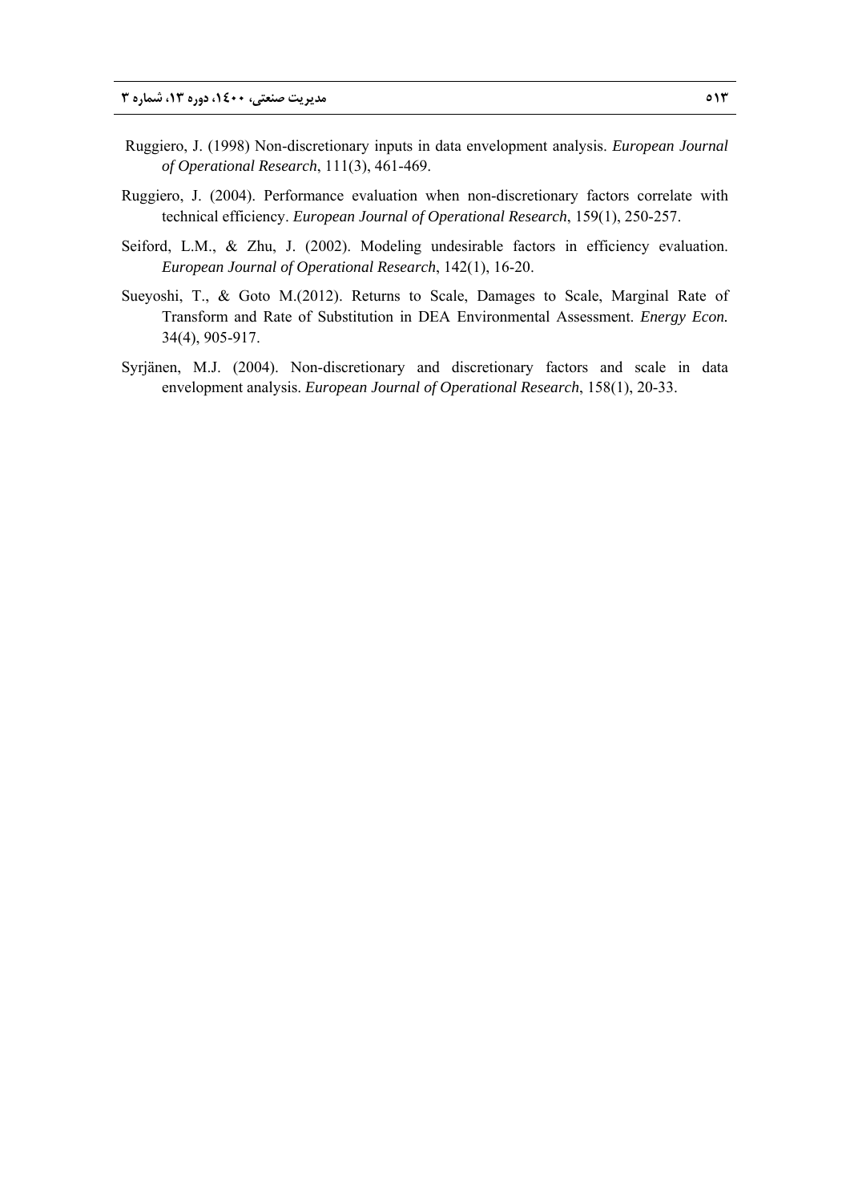Ruggiero, J. (1998) Non-discretionary inputs in data envelopment analysis. *European Journal of Operational Research*, 111(3), 461-469.

Ruggiero, J. (2004). Performance evaluation when non-discretionary factors correlate with technical efficiency. *European Journal of Operational Research*, 159(1), 250-257.

Seiford, L.M., & Zhu, J. (2002). Modeling undesirable factors in efficiency evaluation. *European Journal of Operational Research*, 142(1), 16-20.

Sueyoshi, T., & Goto M.(2012). Returns to Scale, Damages to Scale, Marginal Rate of Transform and Rate of Substitution in DEA Environmental Assessment. ***Energy Econ.*** 34(4), 905-917.

Syrjänen, M.J. (2004). Non-discretionary and discretionary factors and scale in data envelopment analysis. *European Journal of Operational Research*, 158(1), 20-33.